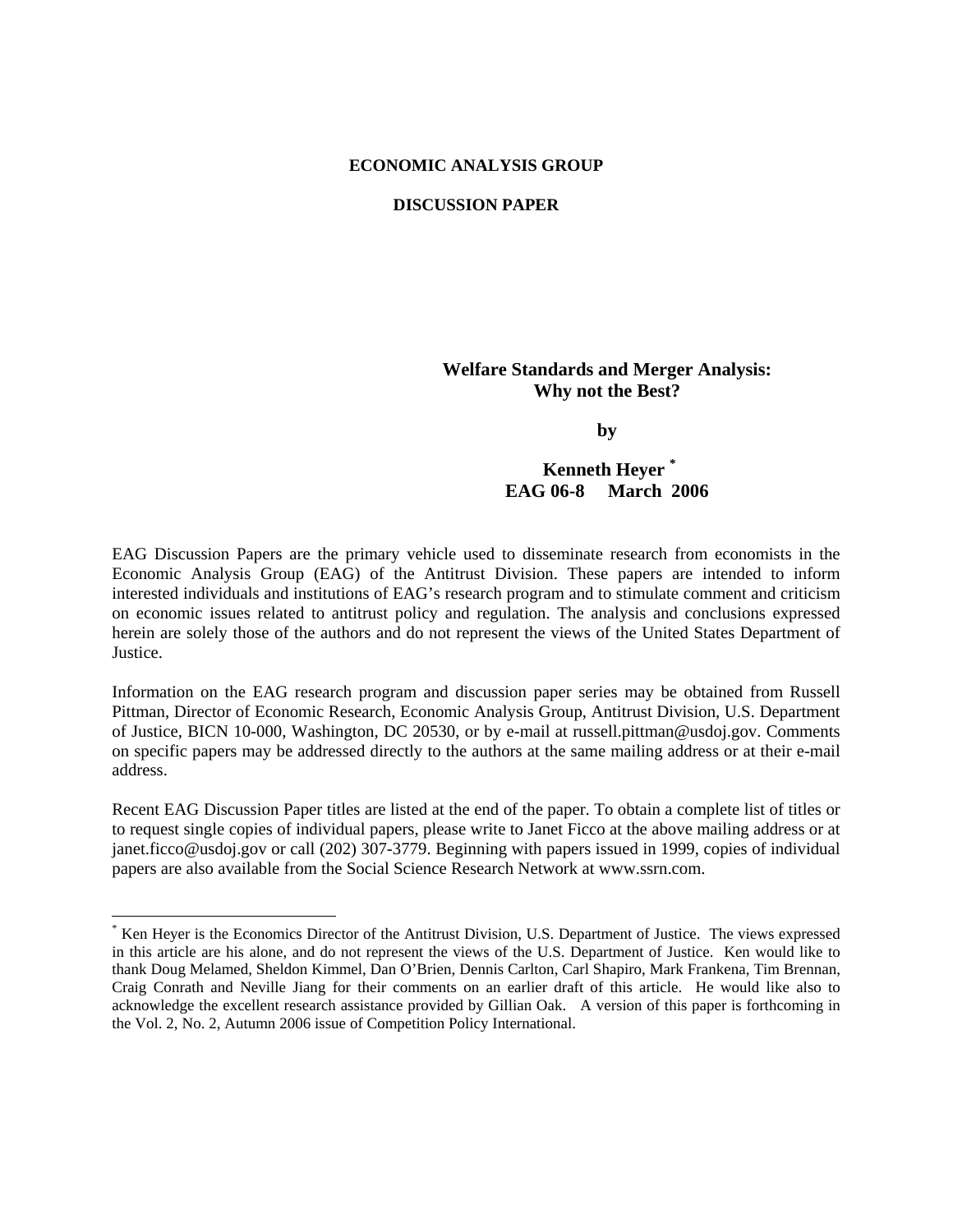**ECONOMIC ANALYSIS GROUP**

**DISCUSSION PAPER**

# Welfare Standards and Merger Analysis: Why not the Best?

**by**

**Kenneth Heyer [*]**
**EAG 06-8 March 2006**

EAG Discussion Papers are the primary vehicle used to disseminate research from economists in the Economic Analysis Group (EAG) of the Antitrust Division. These papers are intended to inform interested individuals and institutions of EAG's research program and to stimulate comment and criticism on economic issues related to antitrust policy and regulation. The analysis and conclusions expressed herein are solely those of the authors and do not represent the views of the United States Department of Justice.

Information on the EAG research program and discussion paper series may be obtained from Russell Pittman, Director of Economic Research, Economic Analysis Group, Antitrust Division, U.S. Department of Justice, BICN 10-000, Washington, DC 20530, or by e-mail at russell.pittman@usdoj.gov. Comments on specific papers may be addressed directly to the authors at the same mailing address or at their e-mail address.

Recent EAG Discussion Paper titles are listed at the end of the paper. To obtain a complete list of titles or to request single copies of individual papers, please write to Janet Ficco at the above mailing address or at janet.ficco@usdoj.gov or call (202) 307-3779. Beginning with papers issued in 1999, copies of individual papers are also available from the Social Science Research Network at www.ssrn.com.

---

[*] Ken Heyer is the Economics Director of the Antitrust Division, U.S. Department of Justice. The views expressed in this article are his alone, and do not represent the views of the U.S. Department of Justice. Ken would like to thank Doug Melamed, Sheldon Kimmel, Dan O'Brien, Dennis Carlton, Carl Shapiro, Mark Frankena, Tim Brennan, Craig Conrath and Neville Jiang for their comments on an earlier draft of this article. He would like also to acknowledge the excellent research assistance provided by Gillian Oak. A version of this paper is forthcoming in the Vol. 2, No. 2, Autumn 2006 issue of Competition Policy International.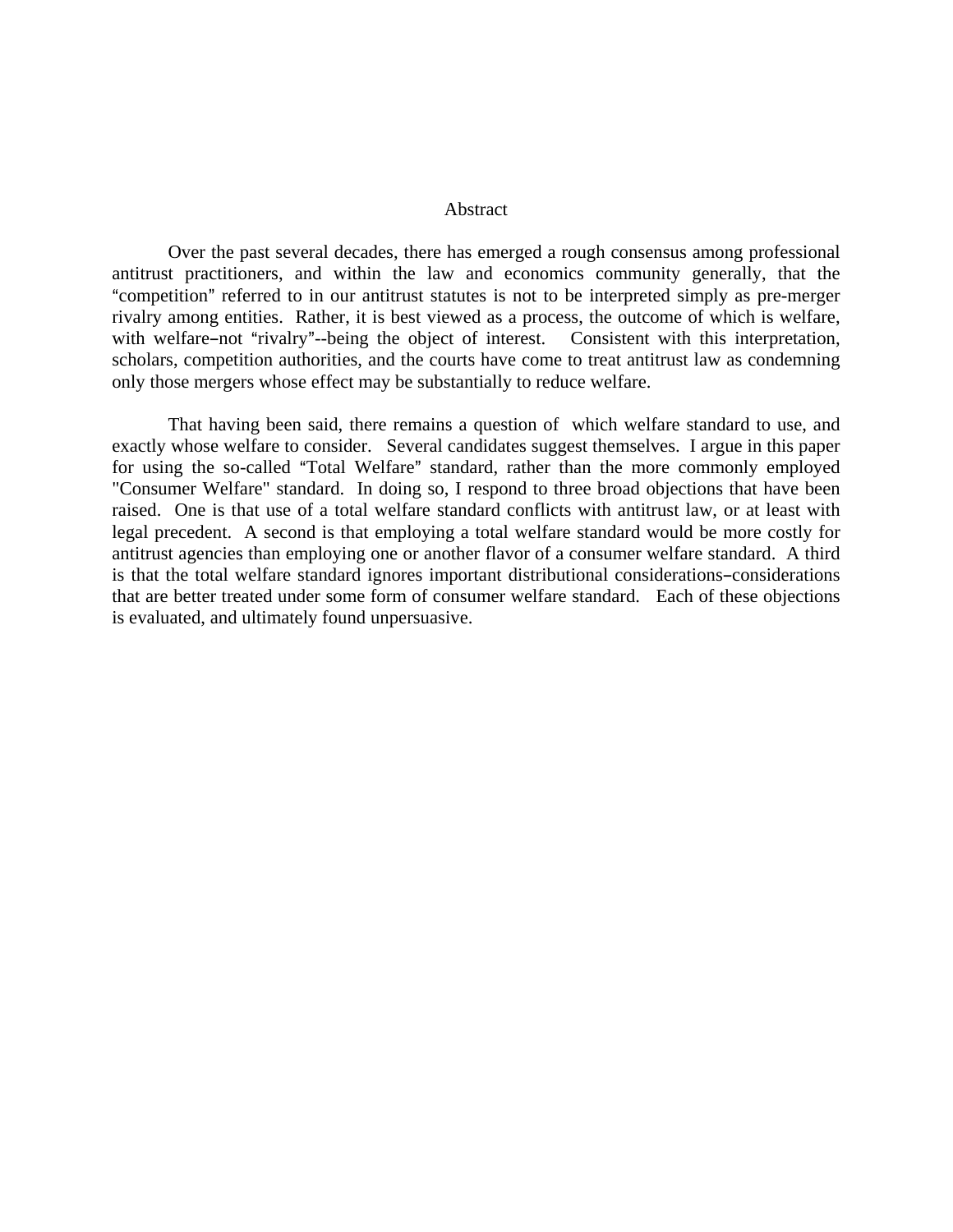# Abstract

Over the past several decades, there has emerged a rough consensus among professional antitrust practitioners, and within the law and economics community generally, that the "competition" referred to in our antitrust statutes is not to be interpreted simply as pre-merger rivalry among entities. Rather, it is best viewed as a process, the outcome of which is welfare, with welfare–not "rivalry"--being the object of interest. Consistent with this interpretation, scholars, competition authorities, and the courts have come to treat antitrust law as condemning only those mergers whose effect may be substantially to reduce welfare.

That having been said, there remains a question of which welfare standard to use, and exactly whose welfare to consider. Several candidates suggest themselves. I argue in this paper for using the so-called "Total Welfare" standard, rather than the more commonly employed "Consumer Welfare" standard. In doing so, I respond to three broad objections that have been raised. One is that use of a total welfare standard conflicts with antitrust law, or at least with legal precedent. A second is that employing a total welfare standard would be more costly for antitrust agencies than employing one or another flavor of a consumer welfare standard. A third is that the total welfare standard ignores important distributional considerations–considerations that are better treated under some form of consumer welfare standard. Each of these objections is evaluated, and ultimately found unpersuasive.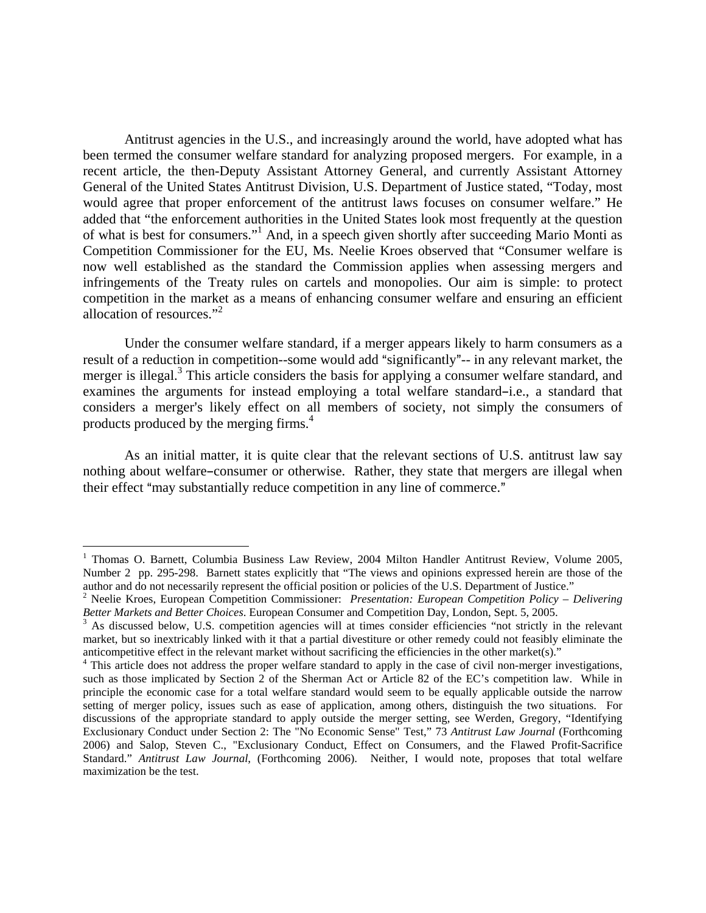Antitrust agencies in the U.S., and increasingly around the world, have adopted what has been termed the consumer welfare standard for analyzing proposed mergers. For example, in a recent article, the then-Deputy Assistant Attorney General, and currently Assistant Attorney General of the United States Antitrust Division, U.S. Department of Justice stated, "Today, most would agree that proper enforcement of the antitrust laws focuses on consumer welfare." He added that "the enforcement authorities in the United States look most frequently at the question of what is best for consumers."[1] And, in a speech given shortly after succeeding Mario Monti as Competition Commissioner for the EU, Ms. Neelie Kroes observed that "Consumer welfare is now well established as the standard the Commission applies when assessing mergers and infringements of the Treaty rules on cartels and monopolies. Our aim is simple: to protect competition in the market as a means of enhancing consumer welfare and ensuring an efficient allocation of resources."[2]

Under the consumer welfare standard, if a merger appears likely to harm consumers as a result of a reduction in competition--some would add "significantly"-- in any relevant market, the merger is illegal.[3] This article considers the basis for applying a consumer welfare standard, and examines the arguments for instead employing a total welfare standard–i.e., a standard that considers a merger's likely effect on all members of society, not simply the consumers of products produced by the merging firms.[4]

As an initial matter, it is quite clear that the relevant sections of U.S. antitrust law say nothing about welfare–consumer or otherwise. Rather, they state that mergers are illegal when their effect "may substantially reduce competition in any line of commerce."

---

[1] Thomas O. Barnett, Columbia Business Law Review, 2004 Milton Handler Antitrust Review, Volume 2005, Number 2 pp. 295-298. Barnett states explicitly that "The views and opinions expressed herein are those of the author and do not necessarily represent the official position or policies of the U.S. Department of Justice."

[2] Neelie Kroes, European Competition Commissioner: *Presentation: European Competition Policy – Delivering Better Markets and Better Choices*. European Consumer and Competition Day, London, Sept. 5, 2005.

[3] As discussed below, U.S. competition agencies will at times consider efficiencies "not strictly in the relevant market, but so inextricably linked with it that a partial divestiture or other remedy could not feasibly eliminate the anticompetitive effect in the relevant market without sacrificing the efficiencies in the other market(s)."

[4] This article does not address the proper welfare standard to apply in the case of civil non-merger investigations, such as those implicated by Section 2 of the Sherman Act or Article 82 of the EC's competition law. While in principle the economic case for a total welfare standard would seem to be equally applicable outside the narrow setting of merger policy, issues such as ease of application, among others, distinguish the two situations. For discussions of the appropriate standard to apply outside the merger setting, see Werden, Gregory, "Identifying Exclusionary Conduct under Section 2: The "No Economic Sense" Test," 73 *Antitrust Law Journal* (Forthcoming 2006) and Salop, Steven C., "Exclusionary Conduct, Effect on Consumers, and the Flawed Profit-Sacrifice Standard." *Antitrust Law Journal*, (Forthcoming 2006). Neither, I would note, proposes that total welfare maximization be the test.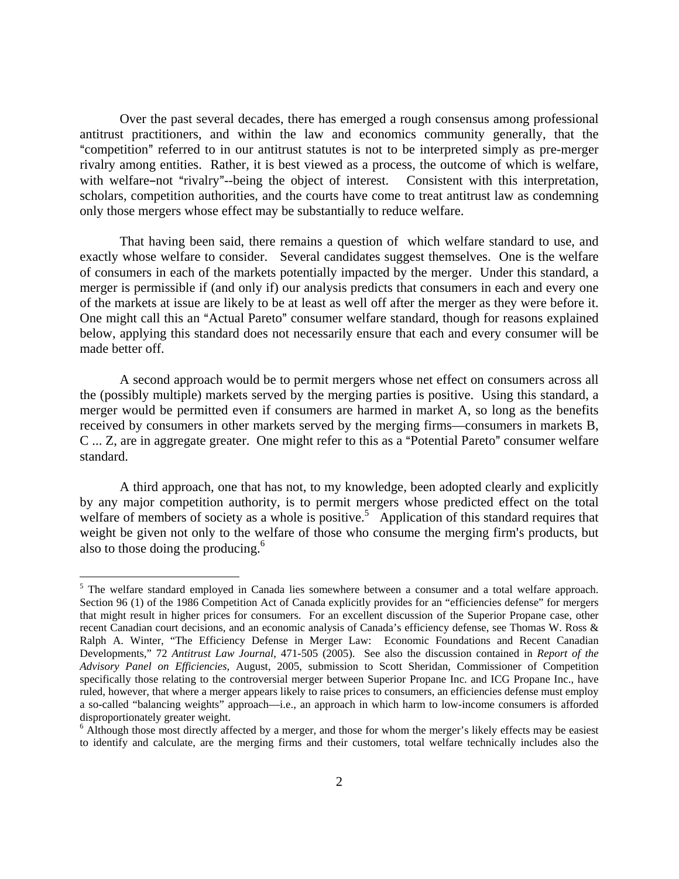Over the past several decades, there has emerged a rough consensus among professional antitrust practitioners, and within the law and economics community generally, that the "competition" referred to in our antitrust statutes is not to be interpreted simply as pre-merger rivalry among entities. Rather, it is best viewed as a process, the outcome of which is welfare, with welfare–not "rivalry"--being the object of interest. Consistent with this interpretation, scholars, competition authorities, and the courts have come to treat antitrust law as condemning only those mergers whose effect may be substantially to reduce welfare.

That having been said, there remains a question of which welfare standard to use, and exactly whose welfare to consider. Several candidates suggest themselves. One is the welfare of consumers in each of the markets potentially impacted by the merger. Under this standard, a merger is permissible if (and only if) our analysis predicts that consumers in each and every one of the markets at issue are likely to be at least as well off after the merger as they were before it. One might call this an "Actual Pareto" consumer welfare standard, though for reasons explained below, applying this standard does not necessarily ensure that each and every consumer will be made better off.

A second approach would be to permit mergers whose net effect on consumers across all the (possibly multiple) markets served by the merging parties is positive. Using this standard, a merger would be permitted even if consumers are harmed in market A, so long as the benefits received by consumers in other markets served by the merging firms—consumers in markets B, C ... Z, are in aggregate greater. One might refer to this as a "Potential Pareto" consumer welfare standard.

A third approach, one that has not, to my knowledge, been adopted clearly and explicitly by any major competition authority, is to permit mergers whose predicted effect on the total welfare of members of society as a whole is positive.[5] Application of this standard requires that weight be given not only to the welfare of those who consume the merging firm's products, but also to those doing the producing.[6]

---

[5] The welfare standard employed in Canada lies somewhere between a consumer and a total welfare approach. Section 96 (1) of the 1986 Competition Act of Canada explicitly provides for an "efficiencies defense" for mergers that might result in higher prices for consumers. For an excellent discussion of the Superior Propane case, other recent Canadian court decisions, and an economic analysis of Canada's efficiency defense, see Thomas W. Ross & Ralph A. Winter, "The Efficiency Defense in Merger Law: Economic Foundations and Recent Canadian Developments," 72 *Antitrust Law Journal*, 471-505 (2005). See also the discussion contained in *Report of the Advisory Panel on Efficiencies*, August, 2005, submission to Scott Sheridan, Commissioner of Competition specifically those relating to the controversial merger between Superior Propane Inc. and ICG Propane Inc., have ruled, however, that where a merger appears likely to raise prices to consumers, an efficiencies defense must employ a so-called "balancing weights" approach—i.e., an approach in which harm to low-income consumers is afforded disproportionately greater weight.

[6] Although those most directly affected by a merger, and those for whom the merger's likely effects may be easiest to identify and calculate, are the merging firms and their customers, total welfare technically includes also the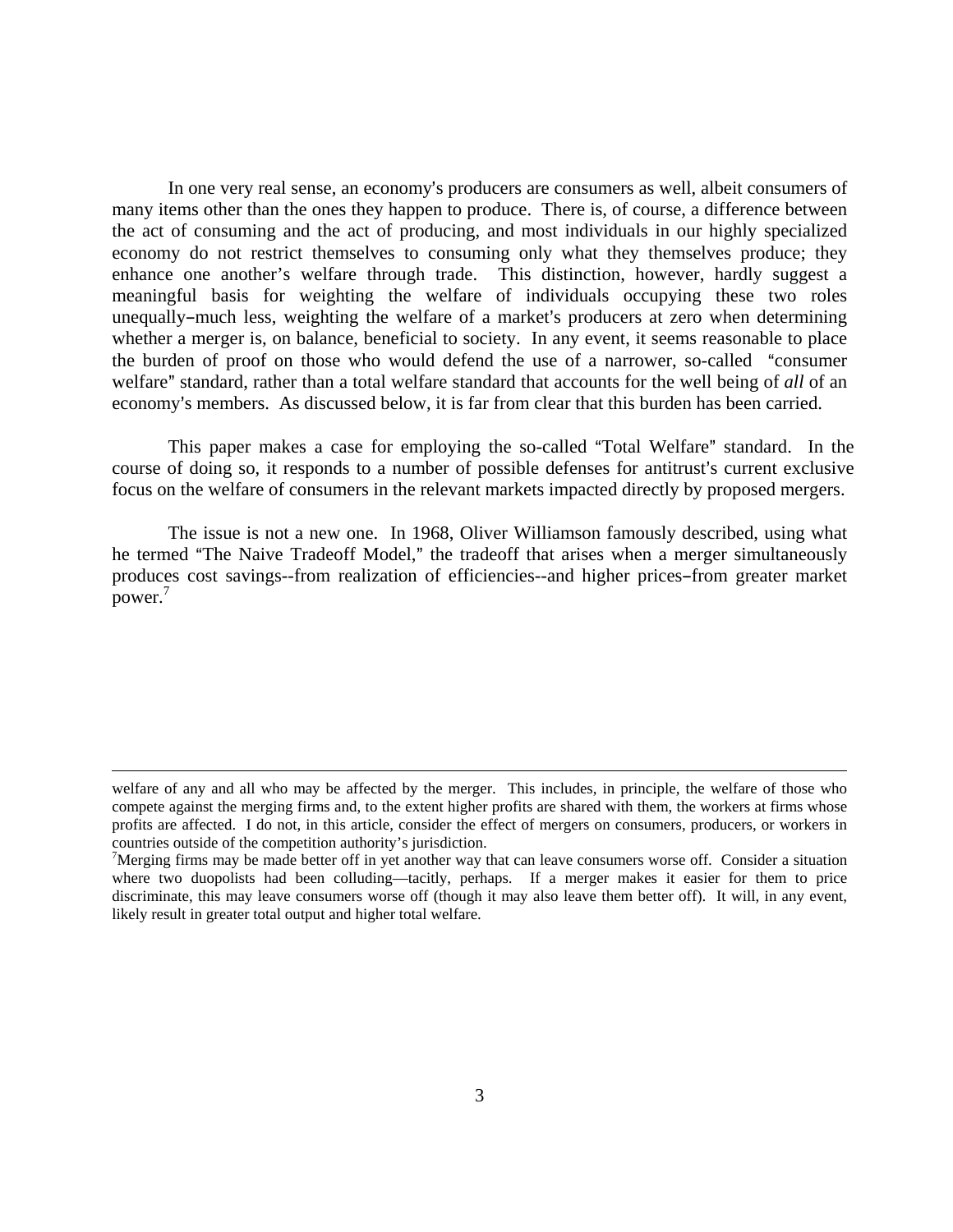In one very real sense, an economy's producers are consumers as well, albeit consumers of many items other than the ones they happen to produce. There is, of course, a difference between the act of consuming and the act of producing, and most individuals in our highly specialized economy do not restrict themselves to consuming only what they themselves produce; they enhance one another's welfare through trade. This distinction, however, hardly suggest a meaningful basis for weighting the welfare of individuals occupying these two roles unequally–much less, weighting the welfare of a market's producers at zero when determining whether a merger is, on balance, beneficial to society. In any event, it seems reasonable to place the burden of proof on those who would defend the use of a narrower, so-called "consumer welfare" standard, rather than a total welfare standard that accounts for the well being of *all* of an economy's members. As discussed below, it is far from clear that this burden has been carried.

This paper makes a case for employing the so-called "Total Welfare" standard. In the course of doing so, it responds to a number of possible defenses for antitrust's current exclusive focus on the welfare of consumers in the relevant markets impacted directly by proposed mergers.

The issue is not a new one. In 1968, Oliver Williamson famously described, using what he termed "The Naive Tradeoff Model," the tradeoff that arises when a merger simultaneously produces cost savings--from realization of efficiencies--and higher prices–from greater market power.[7]

---

welfare of any and all who may be affected by the merger. This includes, in principle, the welfare of those who compete against the merging firms and, to the extent higher profits are shared with them, the workers at firms whose profits are affected. I do not, in this article, consider the effect of mergers on consumers, producers, or workers in countries outside of the competition authority's jurisdiction.

[7] Merging firms may be made better off in yet another way that can leave consumers worse off. Consider a situation where two duopolists had been colluding—tacitly, perhaps. If a merger makes it easier for them to price discriminate, this may leave consumers worse off (though it may also leave them better off). It will, in any event, likely result in greater total output and higher total welfare.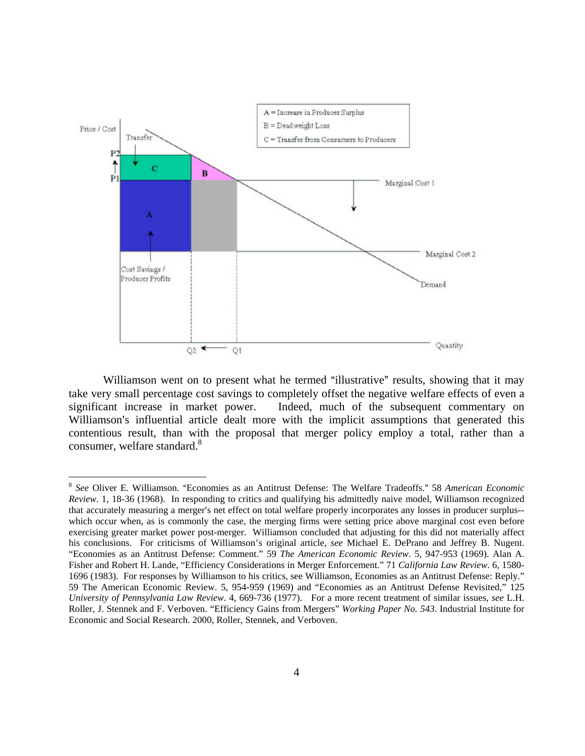Williamson went on to present what he termed "illustrative" results, showing that it may take very small percentage cost savings to completely offset the negative welfare effects of even a significant increase in market power. Indeed, much of the subsequent commentary on Williamson's influential article dealt more with the implicit assumptions that generated this contentious result, than with the proposal that merger policy employ a total, rather than a consumer, welfare standard.[8]

---

[8] *See* Oliver E. Williamson. "Economies as an Antitrust Defense: The Welfare Tradeoffs." 58 *American Economic Review*. 1, 18-36 (1968). In responding to critics and qualifying his admittedly naive model, Williamson recognized that accurately measuring a merger's net effect on total welfare properly incorporates any losses in producer surplus--which occur when, as is commonly the case, the merging firms were setting price above marginal cost even before exercising greater market power post-merger. Williamson concluded that adjusting for this did not materially affect his conclusions. For criticisms of Williamson's original article, *see* Michael E. DePrano and Jeffrey B. Nugent. "Economies as an Antitrust Defense: Comment." 59 *The American Economic Review*. 5, 947-953 (1969). Alan A. Fisher and Robert H. Lande, "Efficiency Considerations in Merger Enforcement." 71 *California Law Review*. 6, 1580-1696 (1983). For responses by Williamson to his critics, see Williamson, Economies as an Antitrust Defense: Reply." 59 The American Economic Review. 5, 954-959 (1969) and "Economies as an Antitrust Defense Revisited," 125 *University of Pennsylvania Law Review*. 4, 669-736 (1977). For a more recent treatment of similar issues, *see* L.H. Roller, J. Stennek and F. Verboven. "Efficiency Gains from Mergers" *Working Paper No. 543*. Industrial Institute for Economic and Social Research. 2000, Roller, Stennek, and Verboven.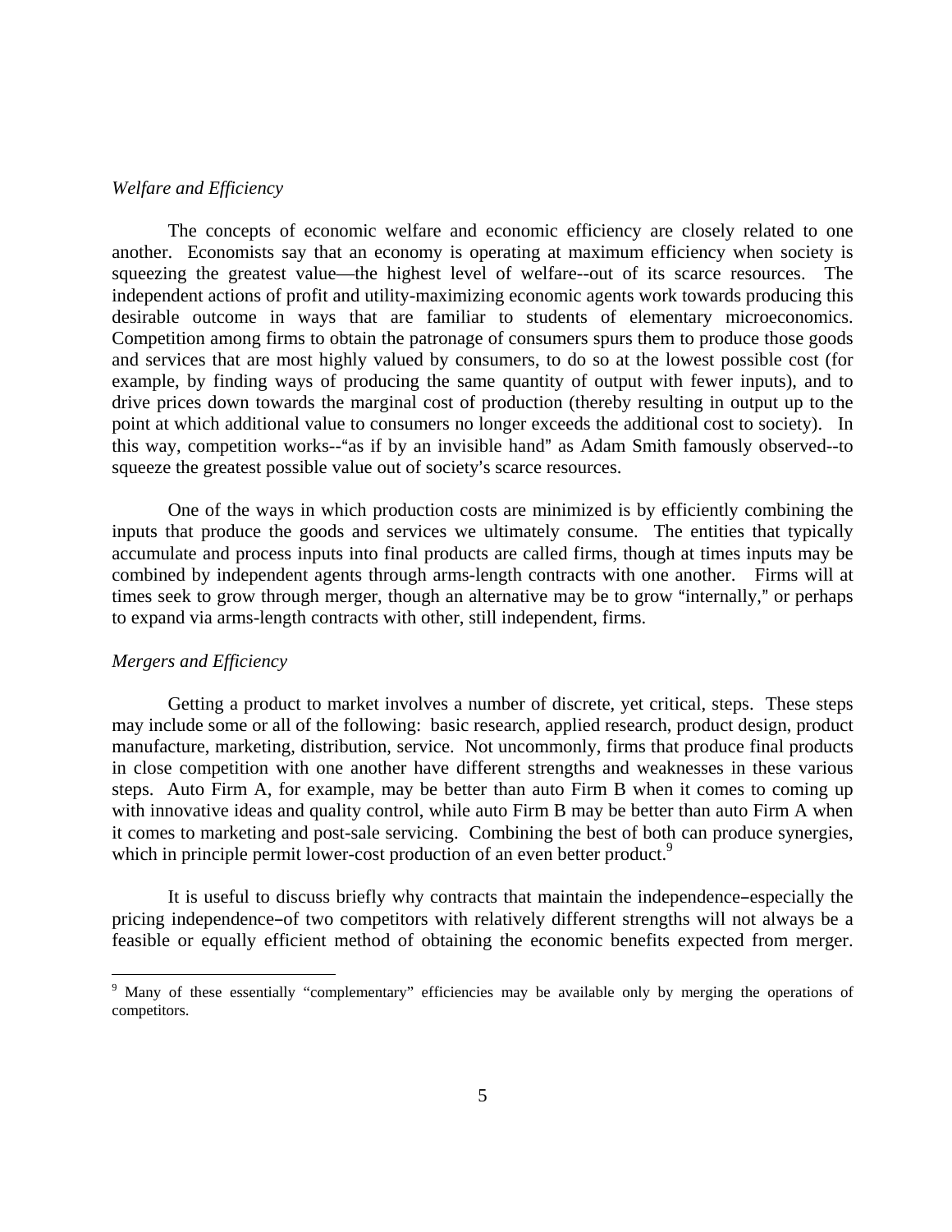*Welfare and Efficiency*

The concepts of economic welfare and economic efficiency are closely related to one another. Economists say that an economy is operating at maximum efficiency when society is squeezing the greatest value—the highest level of welfare--out of its scarce resources. The independent actions of profit and utility-maximizing economic agents work towards producing this desirable outcome in ways that are familiar to students of elementary microeconomics. Competition among firms to obtain the patronage of consumers spurs them to produce those goods and services that are most highly valued by consumers, to do so at the lowest possible cost (for example, by finding ways of producing the same quantity of output with fewer inputs), and to drive prices down towards the marginal cost of production (thereby resulting in output up to the point at which additional value to consumers no longer exceeds the additional cost to society). In this way, competition works--"as if by an invisible hand" as Adam Smith famously observed--to squeeze the greatest possible value out of society's scarce resources.

One of the ways in which production costs are minimized is by efficiently combining the inputs that produce the goods and services we ultimately consume. The entities that typically accumulate and process inputs into final products are called firms, though at times inputs may be combined by independent agents through arms-length contracts with one another. Firms will at times seek to grow through merger, though an alternative may be to grow "internally," or perhaps to expand via arms-length contracts with other, still independent, firms.

*Mergers and Efficiency*

Getting a product to market involves a number of discrete, yet critical, steps. These steps may include some or all of the following: basic research, applied research, product design, product manufacture, marketing, distribution, service. Not uncommonly, firms that produce final products in close competition with one another have different strengths and weaknesses in these various steps. Auto Firm A, for example, may be better than auto Firm B when it comes to coming up with innovative ideas and quality control, while auto Firm B may be better than auto Firm A when it comes to marketing and post-sale servicing. Combining the best of both can produce synergies, which in principle permit lower-cost production of an even better product.[9]

It is useful to discuss briefly why contracts that maintain the independence–especially the pricing independence–of two competitors with relatively different strengths will not always be a feasible or equally efficient method of obtaining the economic benefits expected from merger.

[9] Many of these essentially "complementary" efficiencies may be available only by merging the operations of competitors.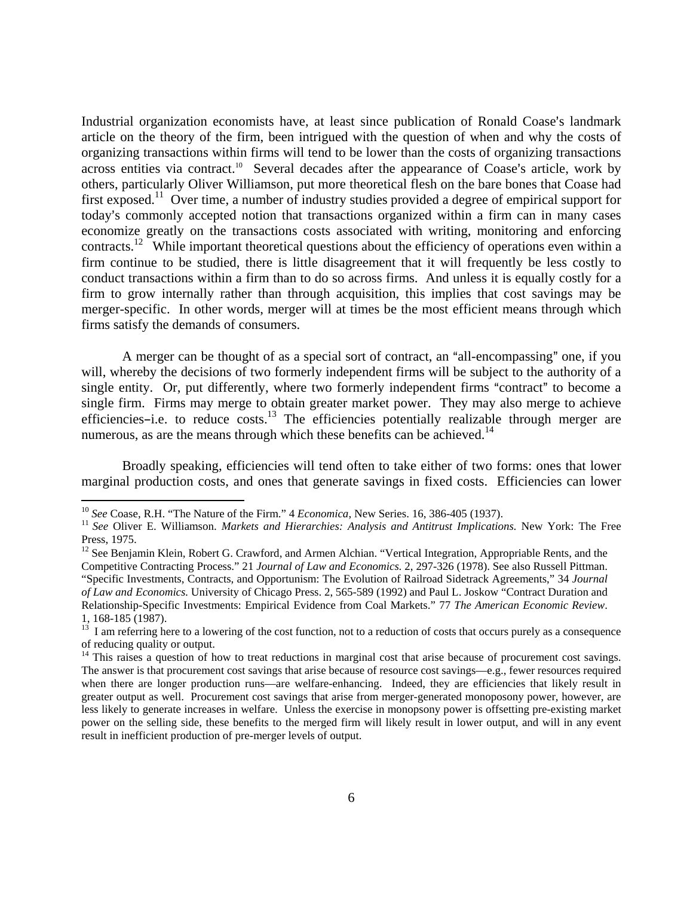Industrial organization economists have, at least since publication of Ronald Coase's landmark article on the theory of the firm, been intrigued with the question of when and why the costs of organizing transactions within firms will tend to be lower than the costs of organizing transactions across entities via contract.[10] Several decades after the appearance of Coase's article, work by others, particularly Oliver Williamson, put more theoretical flesh on the bare bones that Coase had first exposed.[11] Over time, a number of industry studies provided a degree of empirical support for today's commonly accepted notion that transactions organized within a firm can in many cases economize greatly on the transactions costs associated with writing, monitoring and enforcing contracts.[12] While important theoretical questions about the efficiency of operations even within a firm continue to be studied, there is little disagreement that it will frequently be less costly to conduct transactions within a firm than to do so across firms. And unless it is equally costly for a firm to grow internally rather than through acquisition, this implies that cost savings may be merger-specific. In other words, merger will at times be the most efficient means through which firms satisfy the demands of consumers.

A merger can be thought of as a special sort of contract, an "all-encompassing" one, if you will, whereby the decisions of two formerly independent firms will be subject to the authority of a single entity. Or, put differently, where two formerly independent firms "contract" to become a single firm. Firms may merge to obtain greater market power. They may also merge to achieve efficiencies–i.e. to reduce costs.[13] The efficiencies potentially realizable through merger are numerous, as are the means through which these benefits can be achieved.[14]

Broadly speaking, efficiencies will tend often to take either of two forms: ones that lower marginal production costs, and ones that generate savings in fixed costs. Efficiencies can lower

---

[10] *See* Coase, R.H. "The Nature of the Firm." 4 *Economica*, New Series. 16, 386-405 (1937).

[11] *See* Oliver E. Williamson. *Markets and Hierarchies: Analysis and Antitrust Implications.* New York: The Free Press, 1975.

[12] See Benjamin Klein, Robert G. Crawford, and Armen Alchian. "Vertical Integration, Appropriable Rents, and the Competitive Contracting Process." 21 *Journal of Law and Economics.* 2, 297-326 (1978). See also Russell Pittman. "Specific Investments, Contracts, and Opportunism: The Evolution of Railroad Sidetrack Agreements," 34 *Journal of Law and Economics.* University of Chicago Press. 2, 565-589 (1992) and Paul L. Joskow "Contract Duration and Relationship-Specific Investments: Empirical Evidence from Coal Markets." 77 *The American Economic Review*. 1, 168-185 (1987).

[13] I am referring here to a lowering of the cost function, not to a reduction of costs that occurs purely as a consequence of reducing quality or output.

[14] This raises a question of how to treat reductions in marginal cost that arise because of procurement cost savings. The answer is that procurement cost savings that arise because of resource cost savings—e.g., fewer resources required when there are longer production runs—are welfare-enhancing. Indeed, they are efficiencies that likely result in greater output as well. Procurement cost savings that arise from merger-generated monoposony power, however, are less likely to generate increases in welfare. Unless the exercise in monopsony power is offsetting pre-existing market power on the selling side, these benefits to the merged firm will likely result in lower output, and will in any event result in inefficient production of pre-merger levels of output.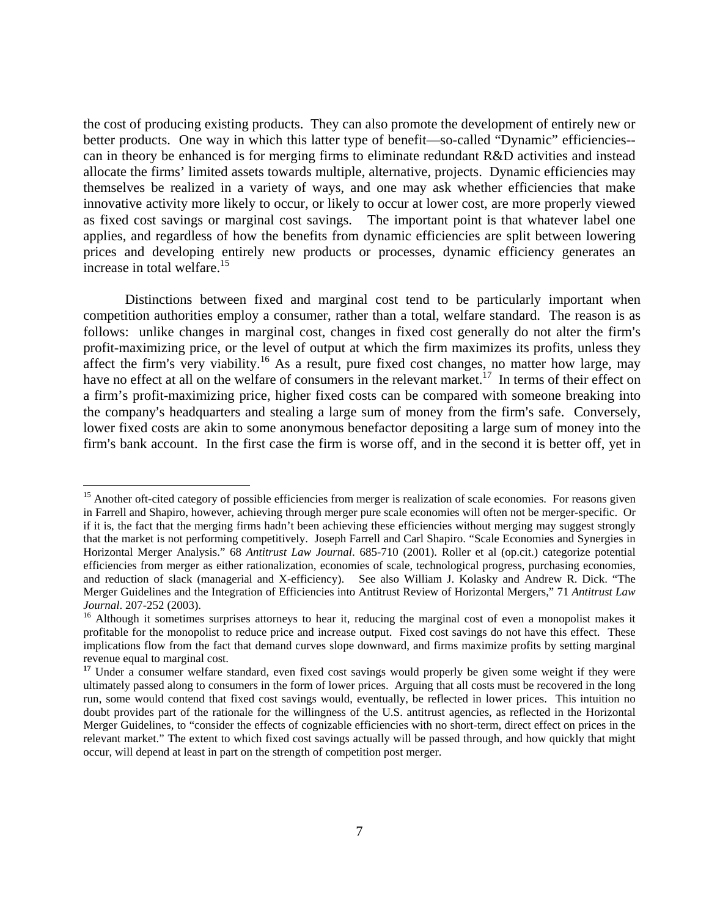the cost of producing existing products. They can also promote the development of entirely new or better products. One way in which this latter type of benefit—so-called "Dynamic" efficiencies--can in theory be enhanced is for merging firms to eliminate redundant R&D activities and instead allocate the firms' limited assets towards multiple, alternative, projects. Dynamic efficiencies may themselves be realized in a variety of ways, and one may ask whether efficiencies that make innovative activity more likely to occur, or likely to occur at lower cost, are more properly viewed as fixed cost savings or marginal cost savings. The important point is that whatever label one applies, and regardless of how the benefits from dynamic efficiencies are split between lowering prices and developing entirely new products or processes, dynamic efficiency generates an increase in total welfare.[15]

Distinctions between fixed and marginal cost tend to be particularly important when competition authorities employ a consumer, rather than a total, welfare standard. The reason is as follows: unlike changes in marginal cost, changes in fixed cost generally do not alter the firm's profit-maximizing price, or the level of output at which the firm maximizes its profits, unless they affect the firm's very viability.[16] As a result, pure fixed cost changes, no matter how large, may have no effect at all on the welfare of consumers in the relevant market.[17] In terms of their effect on a firm's profit-maximizing price, higher fixed costs can be compared with someone breaking into the company's headquarters and stealing a large sum of money from the firm's safe. Conversely, lower fixed costs are akin to some anonymous benefactor depositing a large sum of money into the firm's bank account. In the first case the firm is worse off, and in the second it is better off, yet in

---

[15] Another oft-cited category of possible efficiencies from merger is realization of scale economies. For reasons given in Farrell and Shapiro, however, achieving through merger pure scale economies will often not be merger-specific. Or if it is, the fact that the merging firms hadn't been achieving these efficiencies without merging may suggest strongly that the market is not performing competitively. Joseph Farrell and Carl Shapiro. "Scale Economies and Synergies in Horizontal Merger Analysis." 68 *Antitrust Law Journal*. 685-710 (2001). Roller et al (op.cit.) categorize potential efficiencies from merger as either rationalization, economies of scale, technological progress, purchasing economies, and reduction of slack (managerial and X-efficiency). See also William J. Kolasky and Andrew R. Dick. "The Merger Guidelines and the Integration of Efficiencies into Antitrust Review of Horizontal Mergers," 71 *Antitrust Law Journal*. 207-252 (2003).

[16] Although it sometimes surprises attorneys to hear it, reducing the marginal cost of even a monopolist makes it profitable for the monopolist to reduce price and increase output. Fixed cost savings do not have this effect. These implications flow from the fact that demand curves slope downward, and firms maximize profits by setting marginal revenue equal to marginal cost.

[17] Under a consumer welfare standard, even fixed cost savings would properly be given some weight if they were ultimately passed along to consumers in the form of lower prices. Arguing that all costs must be recovered in the long run, some would contend that fixed cost savings would, eventually, be reflected in lower prices. This intuition no doubt provides part of the rationale for the willingness of the U.S. antitrust agencies, as reflected in the Horizontal Merger Guidelines, to "consider the effects of cognizable efficiencies with no short-term, direct effect on prices in the relevant market." The extent to which fixed cost savings actually will be passed through, and how quickly that might occur, will depend at least in part on the strength of competition post merger.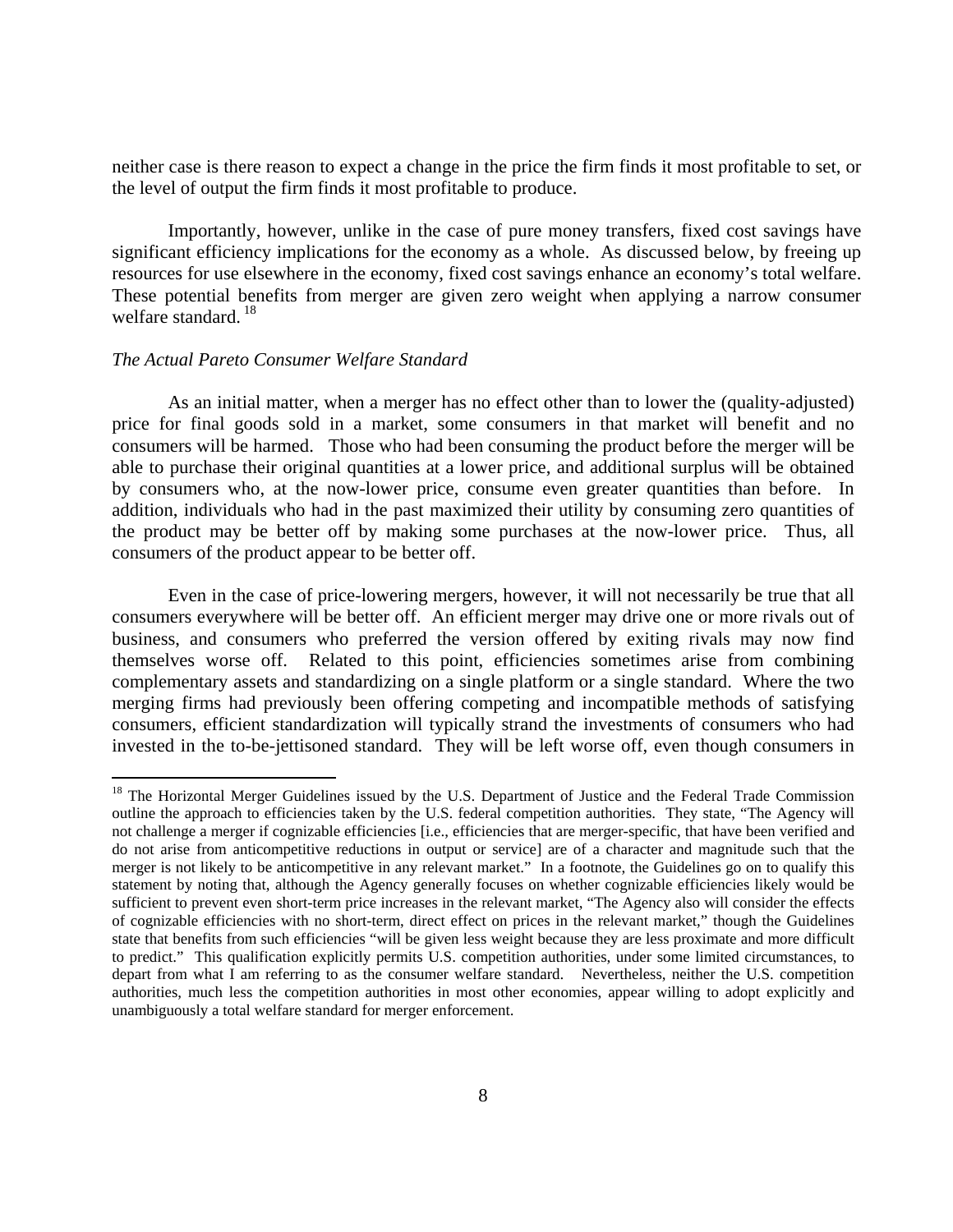neither case is there reason to expect a change in the price the firm finds it most profitable to set, or the level of output the firm finds it most profitable to produce.

Importantly, however, unlike in the case of pure money transfers, fixed cost savings have significant efficiency implications for the economy as a whole. As discussed below, by freeing up resources for use elsewhere in the economy, fixed cost savings enhance an economy's total welfare. These potential benefits from merger are given zero weight when applying a narrow consumer welfare standard. [18]

*The Actual Pareto Consumer Welfare Standard*

As an initial matter, when a merger has no effect other than to lower the (quality-adjusted) price for final goods sold in a market, some consumers in that market will benefit and no consumers will be harmed. Those who had been consuming the product before the merger will be able to purchase their original quantities at a lower price, and additional surplus will be obtained by consumers who, at the now-lower price, consume even greater quantities than before. In addition, individuals who had in the past maximized their utility by consuming zero quantities of the product may be better off by making some purchases at the now-lower price. Thus, all consumers of the product appear to be better off.

Even in the case of price-lowering mergers, however, it will not necessarily be true that all consumers everywhere will be better off. An efficient merger may drive one or more rivals out of business, and consumers who preferred the version offered by exiting rivals may now find themselves worse off. Related to this point, efficiencies sometimes arise from combining complementary assets and standardizing on a single platform or a single standard. Where the two merging firms had previously been offering competing and incompatible methods of satisfying consumers, efficient standardization will typically strand the investments of consumers who had invested in the to-be-jettisoned standard. They will be left worse off, even though consumers in

[18] The Horizontal Merger Guidelines issued by the U.S. Department of Justice and the Federal Trade Commission outline the approach to efficiencies taken by the U.S. federal competition authorities. They state, "The Agency will not challenge a merger if cognizable efficiencies [i.e., efficiencies that are merger-specific, that have been verified and do not arise from anticompetitive reductions in output or service] are of a character and magnitude such that the merger is not likely to be anticompetitive in any relevant market." In a footnote, the Guidelines go on to qualify this statement by noting that, although the Agency generally focuses on whether cognizable efficiencies likely would be sufficient to prevent even short-term price increases in the relevant market, "The Agency also will consider the effects of cognizable efficiencies with no short-term, direct effect on prices in the relevant market," though the Guidelines state that benefits from such efficiencies "will be given less weight because they are less proximate and more difficult to predict." This qualification explicitly permits U.S. competition authorities, under some limited circumstances, to depart from what I am referring to as the consumer welfare standard. Nevertheless, neither the U.S. competition authorities, much less the competition authorities in most other economies, appear willing to adopt explicitly and unambiguously a total welfare standard for merger enforcement.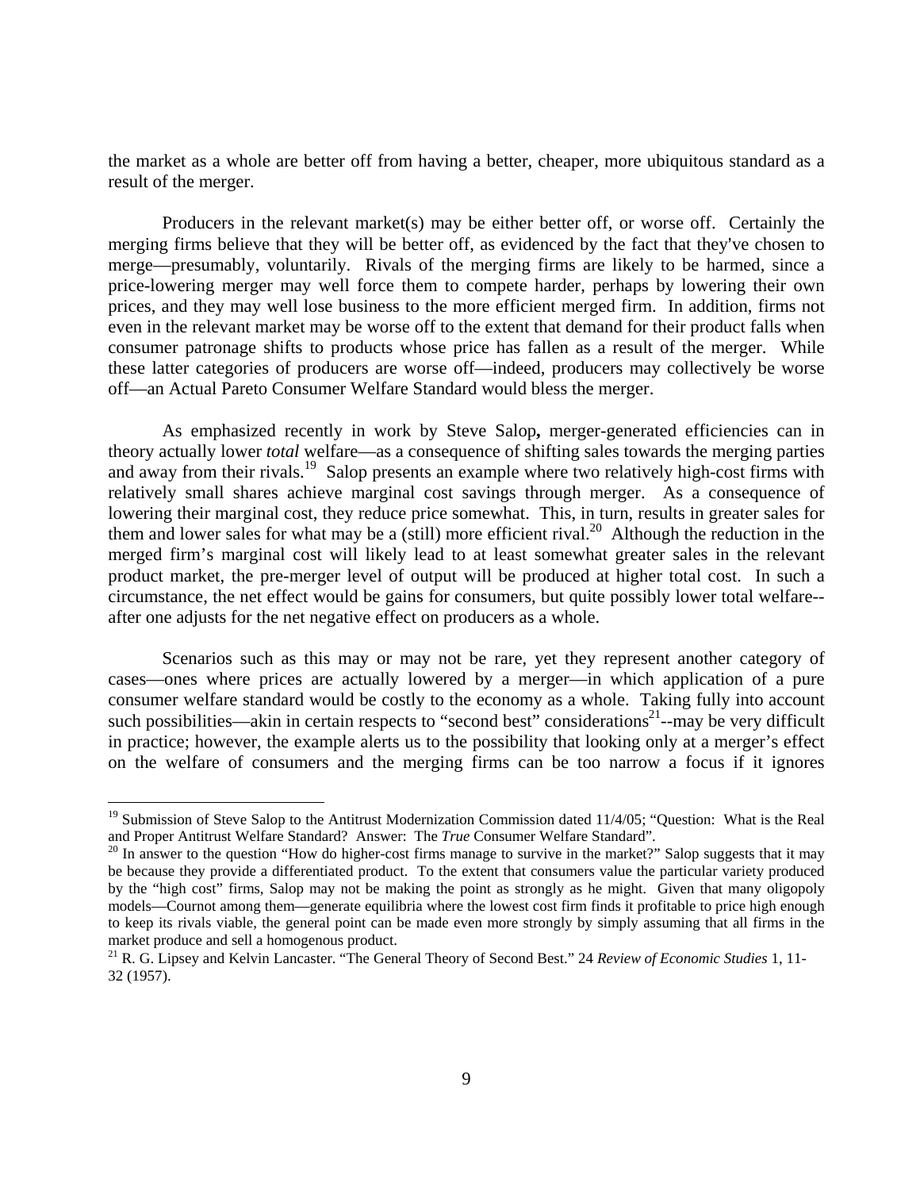the market as a whole are better off from having a better, cheaper, more ubiquitous standard as a result of the merger.

Producers in the relevant market(s) may be either better off, or worse off. Certainly the merging firms believe that they will be better off, as evidenced by the fact that they've chosen to merge—presumably, voluntarily. Rivals of the merging firms are likely to be harmed, since a price-lowering merger may well force them to compete harder, perhaps by lowering their own prices, and they may well lose business to the more efficient merged firm. In addition, firms not even in the relevant market may be worse off to the extent that demand for their product falls when consumer patronage shifts to products whose price has fallen as a result of the merger. While these latter categories of producers are worse off—indeed, producers may collectively be worse off—an Actual Pareto Consumer Welfare Standard would bless the merger.

As emphasized recently in work by Steve Salop**,** merger-generated efficiencies can in theory actually lower *total* welfare—as a consequence of shifting sales towards the merging parties and away from their rivals.[19] Salop presents an example where two relatively high-cost firms with relatively small shares achieve marginal cost savings through merger. As a consequence of lowering their marginal cost, they reduce price somewhat. This, in turn, results in greater sales for them and lower sales for what may be a (still) more efficient rival.[20] Although the reduction in the merged firm's marginal cost will likely lead to at least somewhat greater sales in the relevant product market, the pre-merger level of output will be produced at higher total cost. In such a circumstance, the net effect would be gains for consumers, but quite possibly lower total welfare--after one adjusts for the net negative effect on producers as a whole.

Scenarios such as this may or may not be rare, yet they represent another category of cases—ones where prices are actually lowered by a merger—in which application of a pure consumer welfare standard would be costly to the economy as a whole. Taking fully into account such possibilities—akin in certain respects to "second best" considerations[21]--may be very difficult in practice; however, the example alerts us to the possibility that looking only at a merger's effect on the welfare of consumers and the merging firms can be too narrow a focus if it ignores

---

[19] Submission of Steve Salop to the Antitrust Modernization Commission dated 11/4/05; "Question: What is the Real and Proper Antitrust Welfare Standard? Answer: The *True* Consumer Welfare Standard".

[20] In answer to the question "How do higher-cost firms manage to survive in the market?" Salop suggests that it may be because they provide a differentiated product. To the extent that consumers value the particular variety produced by the "high cost" firms, Salop may not be making the point as strongly as he might. Given that many oligopoly models—Cournot among them—generate equilibria where the lowest cost firm finds it profitable to price high enough to keep its rivals viable, the general point can be made even more strongly by simply assuming that all firms in the market produce and sell a homogenous product.

[21] R. G. Lipsey and Kelvin Lancaster. "The General Theory of Second Best." 24 *Review of Economic Studies* 1, 11-32 (1957).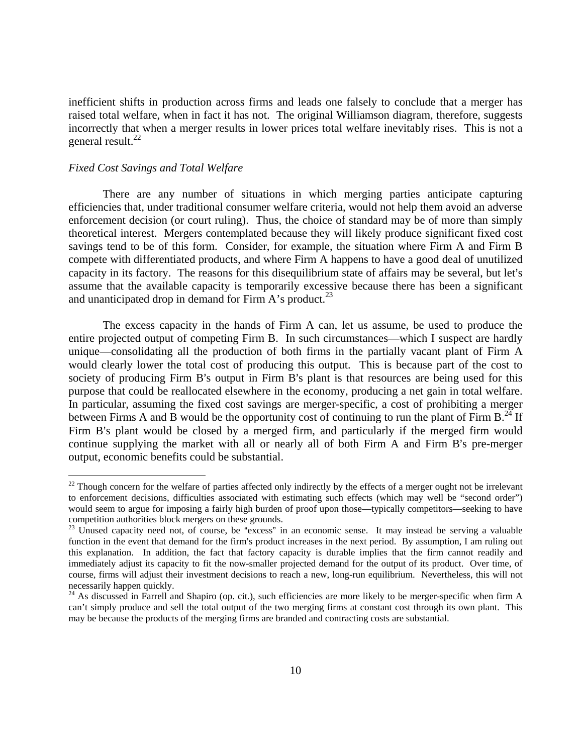inefficient shifts in production across firms and leads one falsely to conclude that a merger has raised total welfare, when in fact it has not. The original Williamson diagram, therefore, suggests incorrectly that when a merger results in lower prices total welfare inevitably rises. This is not a general result.[22]

*Fixed Cost Savings and Total Welfare*

There are any number of situations in which merging parties anticipate capturing efficiencies that, under traditional consumer welfare criteria, would not help them avoid an adverse enforcement decision (or court ruling). Thus, the choice of standard may be of more than simply theoretical interest. Mergers contemplated because they will likely produce significant fixed cost savings tend to be of this form. Consider, for example, the situation where Firm A and Firm B compete with differentiated products, and where Firm A happens to have a good deal of unutilized capacity in its factory. The reasons for this disequilibrium state of affairs may be several, but let's assume that the available capacity is temporarily excessive because there has been a significant and unanticipated drop in demand for Firm A's product.[23]

The excess capacity in the hands of Firm A can, let us assume, be used to produce the entire projected output of competing Firm B. In such circumstances—which I suspect are hardly unique—consolidating all the production of both firms in the partially vacant plant of Firm A would clearly lower the total cost of producing this output. This is because part of the cost to society of producing Firm B's output in Firm B's plant is that resources are being used for this purpose that could be reallocated elsewhere in the economy, producing a net gain in total welfare. In particular, assuming the fixed cost savings are merger-specific, a cost of prohibiting a merger between Firms A and B would be the opportunity cost of continuing to run the plant of Firm B.[24] If Firm B's plant would be closed by a merged firm, and particularly if the merged firm would continue supplying the market with all or nearly all of both Firm A and Firm B's pre-merger output, economic benefits could be substantial.

---

[22] Though concern for the welfare of parties affected only indirectly by the effects of a merger ought not be irrelevant to enforcement decisions, difficulties associated with estimating such effects (which may well be "second order") would seem to argue for imposing a fairly high burden of proof upon those—typically competitors—seeking to have competition authorities block mergers on these grounds.

[23] Unused capacity need not, of course, be "excess" in an economic sense. It may instead be serving a valuable function in the event that demand for the firm's product increases in the next period. By assumption, I am ruling out this explanation. In addition, the fact that factory capacity is durable implies that the firm cannot readily and immediately adjust its capacity to fit the now-smaller projected demand for the output of its product. Over time, of course, firms will adjust their investment decisions to reach a new, long-run equilibrium. Nevertheless, this will not necessarily happen quickly.

[24] As discussed in Farrell and Shapiro (op. cit.), such efficiencies are more likely to be merger-specific when firm A can't simply produce and sell the total output of the two merging firms at constant cost through its own plant. This may be because the products of the merging firms are branded and contracting costs are substantial.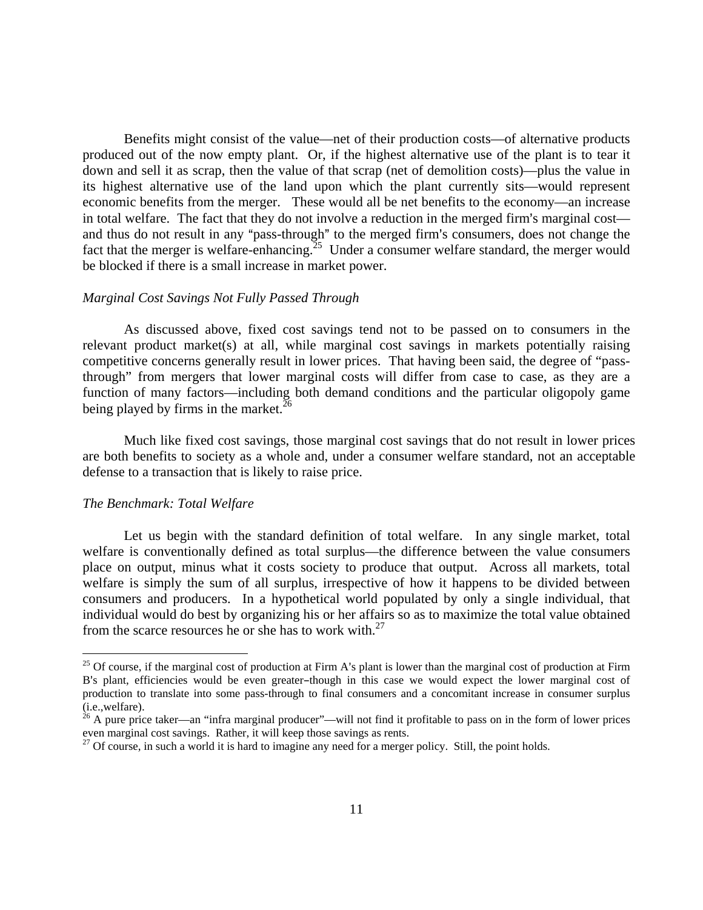Benefits might consist of the value—net of their production costs—of alternative products produced out of the now empty plant. Or, if the highest alternative use of the plant is to tear it down and sell it as scrap, then the value of that scrap (net of demolition costs)—plus the value in its highest alternative use of the land upon which the plant currently sits—would represent economic benefits from the merger. These would all be net benefits to the economy—an increase in total welfare. The fact that they do not involve a reduction in the merged firm's marginal cost—and thus do not result in any "pass-through" to the merged firm's consumers, does not change the fact that the merger is welfare-enhancing.[25] Under a consumer welfare standard, the merger would be blocked if there is a small increase in market power.

*Marginal Cost Savings Not Fully Passed Through*

As discussed above, fixed cost savings tend not to be passed on to consumers in the relevant product market(s) at all, while marginal cost savings in markets potentially raising competitive concerns generally result in lower prices. That having been said, the degree of "pass-through" from mergers that lower marginal costs will differ from case to case, as they are a function of many factors—including both demand conditions and the particular oligopoly game being played by firms in the market.[26]

Much like fixed cost savings, those marginal cost savings that do not result in lower prices are both benefits to society as a whole and, under a consumer welfare standard, not an acceptable defense to a transaction that is likely to raise price.

*The Benchmark: Total Welfare*

Let us begin with the standard definition of total welfare. In any single market, total welfare is conventionally defined as total surplus—the difference between the value consumers place on output, minus what it costs society to produce that output. Across all markets, total welfare is simply the sum of all surplus, irrespective of how it happens to be divided between consumers and producers. In a hypothetical world populated by only a single individual, that individual would do best by organizing his or her affairs so as to maximize the total value obtained from the scarce resources he or she has to work with.[27]

---

[25] Of course, if the marginal cost of production at Firm A's plant is lower than the marginal cost of production at Firm B's plant, efficiencies would be even greater–though in this case we would expect the lower marginal cost of production to translate into some pass-through to final consumers and a concomitant increase in consumer surplus (i.e.,welfare).

[26] A pure price taker—an "infra marginal producer"—will not find it profitable to pass on in the form of lower prices even marginal cost savings. Rather, it will keep those savings as rents.

[27] Of course, in such a world it is hard to imagine any need for a merger policy. Still, the point holds.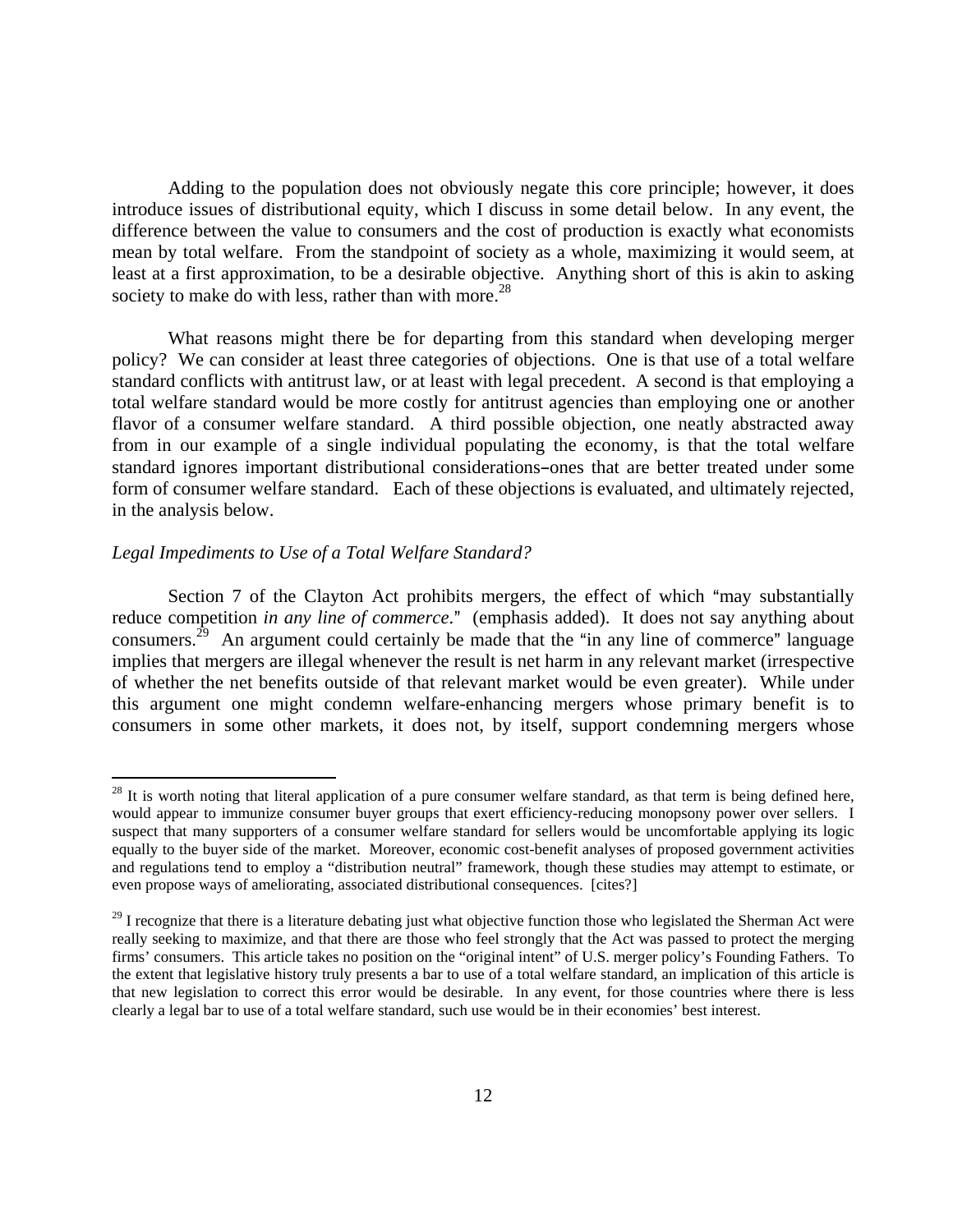Adding to the population does not obviously negate this core principle; however, it does introduce issues of distributional equity, which I discuss in some detail below. In any event, the difference between the value to consumers and the cost of production is exactly what economists mean by total welfare. From the standpoint of society as a whole, maximizing it would seem, at least at a first approximation, to be a desirable objective. Anything short of this is akin to asking society to make do with less, rather than with more.[28]

What reasons might there be for departing from this standard when developing merger policy? We can consider at least three categories of objections. One is that use of a total welfare standard conflicts with antitrust law, or at least with legal precedent. A second is that employing a total welfare standard would be more costly for antitrust agencies than employing one or another flavor of a consumer welfare standard. A third possible objection, one neatly abstracted away from in our example of a single individual populating the economy, is that the total welfare standard ignores important distributional considerations–ones that are better treated under some form of consumer welfare standard. Each of these objections is evaluated, and ultimately rejected, in the analysis below.

*Legal Impediments to Use of a Total Welfare Standard?*

Section 7 of the Clayton Act prohibits mergers, the effect of which "may substantially reduce competition *in any line of commerce*." (emphasis added). It does not say anything about consumers.[29] An argument could certainly be made that the "in any line of commerce" language implies that mergers are illegal whenever the result is net harm in any relevant market (irrespective of whether the net benefits outside of that relevant market would be even greater). While under this argument one might condemn welfare-enhancing mergers whose primary benefit is to consumers in some other markets, it does not, by itself, support condemning mergers whose

---

[28] It is worth noting that literal application of a pure consumer welfare standard, as that term is being defined here, would appear to immunize consumer buyer groups that exert efficiency-reducing monopsony power over sellers. I suspect that many supporters of a consumer welfare standard for sellers would be uncomfortable applying its logic equally to the buyer side of the market. Moreover, economic cost-benefit analyses of proposed government activities and regulations tend to employ a "distribution neutral" framework, though these studies may attempt to estimate, or even propose ways of ameliorating, associated distributional consequences. [cites?]

[29] I recognize that there is a literature debating just what objective function those who legislated the Sherman Act were really seeking to maximize, and that there are those who feel strongly that the Act was passed to protect the merging firms' consumers. This article takes no position on the "original intent" of U.S. merger policy's Founding Fathers. To the extent that legislative history truly presents a bar to use of a total welfare standard, an implication of this article is that new legislation to correct this error would be desirable. In any event, for those countries where there is less clearly a legal bar to use of a total welfare standard, such use would be in their economies' best interest.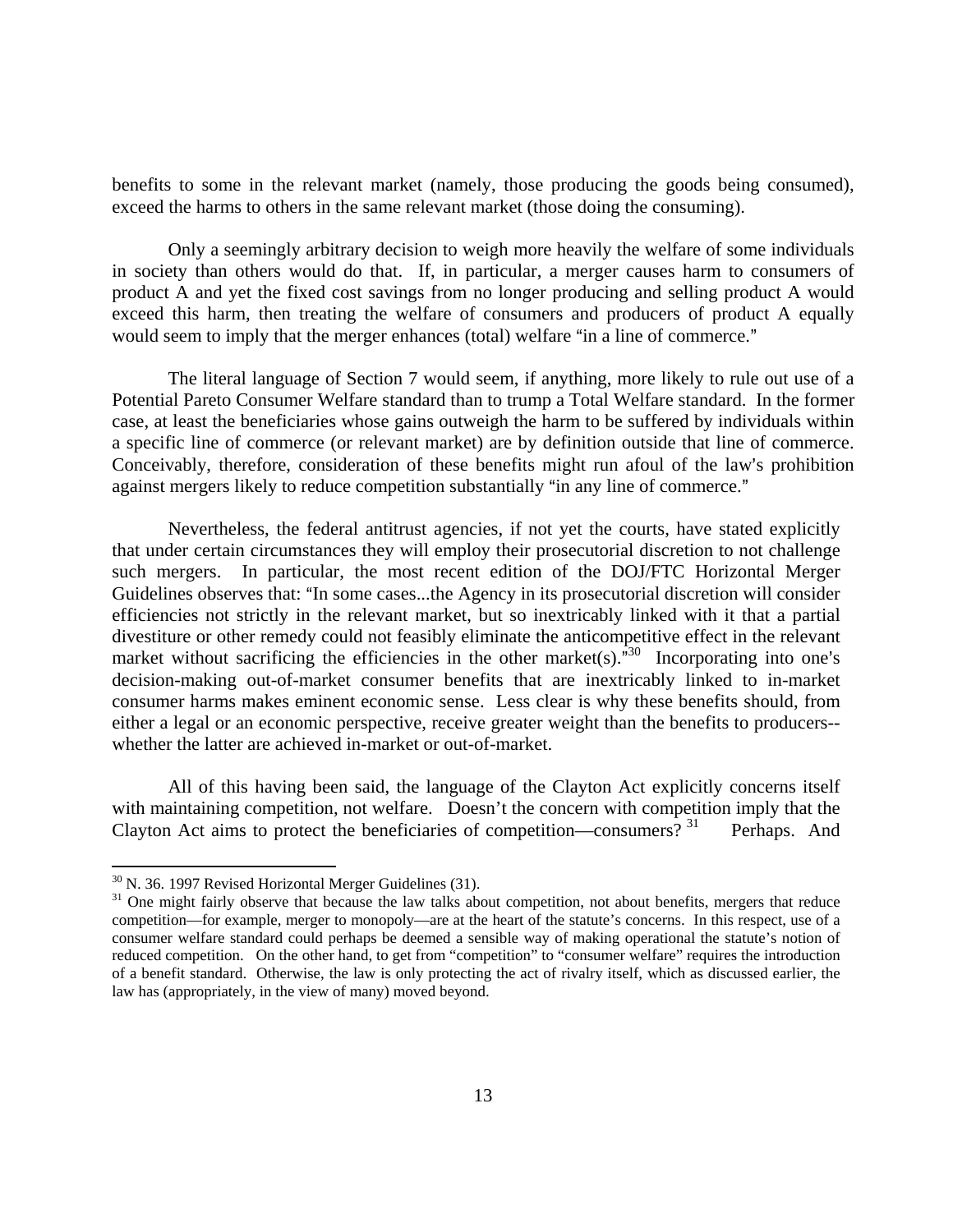benefits to some in the relevant market (namely, those producing the goods being consumed), exceed the harms to others in the same relevant market (those doing the consuming).

Only a seemingly arbitrary decision to weigh more heavily the welfare of some individuals in society than others would do that. If, in particular, a merger causes harm to consumers of product A and yet the fixed cost savings from no longer producing and selling product A would exceed this harm, then treating the welfare of consumers and producers of product A equally would seem to imply that the merger enhances (total) welfare "in a line of commerce."

The literal language of Section 7 would seem, if anything, more likely to rule out use of a Potential Pareto Consumer Welfare standard than to trump a Total Welfare standard. In the former case, at least the beneficiaries whose gains outweigh the harm to be suffered by individuals within a specific line of commerce (or relevant market) are by definition outside that line of commerce. Conceivably, therefore, consideration of these benefits might run afoul of the law's prohibition against mergers likely to reduce competition substantially "in any line of commerce."

Nevertheless, the federal antitrust agencies, if not yet the courts, have stated explicitly that under certain circumstances they will employ their prosecutorial discretion to not challenge such mergers. In particular, the most recent edition of the DOJ/FTC Horizontal Merger Guidelines observes that: "In some cases...the Agency in its prosecutorial discretion will consider efficiencies not strictly in the relevant market, but so inextricably linked with it that a partial divestiture or other remedy could not feasibly eliminate the anticompetitive effect in the relevant market without sacrificing the efficiencies in the other market(s)."[30] Incorporating into one's decision-making out-of-market consumer benefits that are inextricably linked to in-market consumer harms makes eminent economic sense. Less clear is why these benefits should, from either a legal or an economic perspective, receive greater weight than the benefits to producers--whether the latter are achieved in-market or out-of-market.

All of this having been said, the language of the Clayton Act explicitly concerns itself with maintaining competition, not welfare. Doesn't the concern with competition imply that the Clayton Act aims to protect the beneficiaries of competition—consumers?[31] Perhaps. And

---

[30] N. 36. 1997 Revised Horizontal Merger Guidelines (31).

[31] One might fairly observe that because the law talks about competition, not about benefits, mergers that reduce competition—for example, merger to monopoly—are at the heart of the statute's concerns. In this respect, use of a consumer welfare standard could perhaps be deemed a sensible way of making operational the statute's notion of reduced competition. On the other hand, to get from "competition" to "consumer welfare" requires the introduction of a benefit standard. Otherwise, the law is only protecting the act of rivalry itself, which as discussed earlier, the law has (appropriately, in the view of many) moved beyond.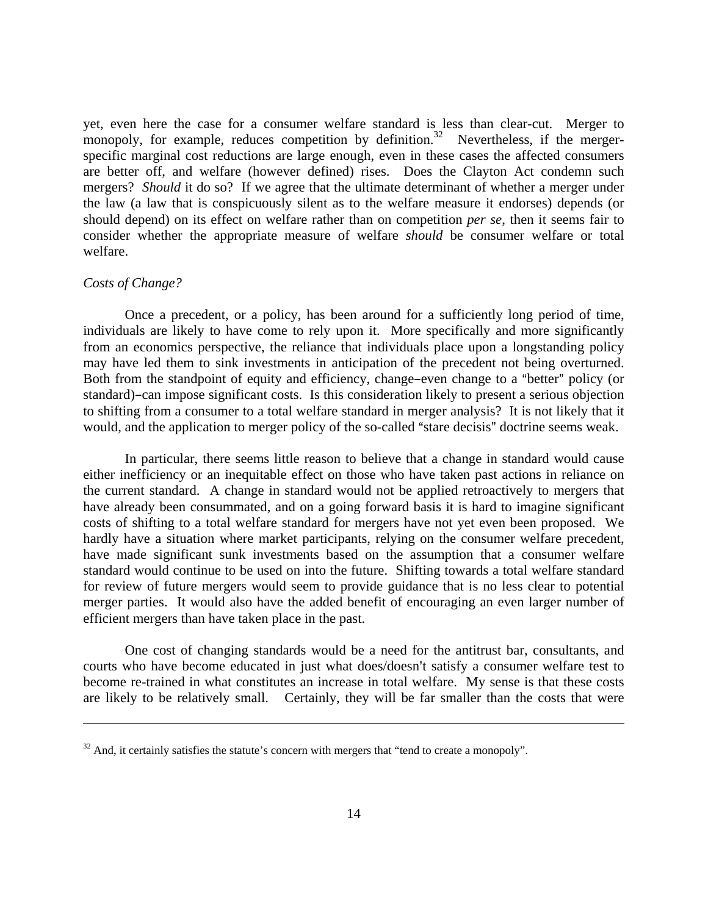yet, even here the case for a consumer welfare standard is less than clear-cut. Merger to monopoly, for example, reduces competition by definition.[32] Nevertheless, if the merger-specific marginal cost reductions are large enough, even in these cases the affected consumers are better off, and welfare (however defined) rises. Does the Clayton Act condemn such mergers? *Should* it do so? If we agree that the ultimate determinant of whether a merger under the law (a law that is conspicuously silent as to the welfare measure it endorses) depends (or should depend) on its effect on welfare rather than on competition *per se*, then it seems fair to consider whether the appropriate measure of welfare *should* be consumer welfare or total welfare.

*Costs of Change?*

Once a precedent, or a policy, has been around for a sufficiently long period of time, individuals are likely to have come to rely upon it. More specifically and more significantly from an economics perspective, the reliance that individuals place upon a longstanding policy may have led them to sink investments in anticipation of the precedent not being overturned. Both from the standpoint of equity and efficiency, change–even change to a "better" policy (or standard)–can impose significant costs. Is this consideration likely to present a serious objection to shifting from a consumer to a total welfare standard in merger analysis? It is not likely that it would, and the application to merger policy of the so-called "stare decisis" doctrine seems weak.

In particular, there seems little reason to believe that a change in standard would cause either inefficiency or an inequitable effect on those who have taken past actions in reliance on the current standard. A change in standard would not be applied retroactively to mergers that have already been consummated, and on a going forward basis it is hard to imagine significant costs of shifting to a total welfare standard for mergers have not yet even been proposed. We hardly have a situation where market participants, relying on the consumer welfare precedent, have made significant sunk investments based on the assumption that a consumer welfare standard would continue to be used on into the future. Shifting towards a total welfare standard for review of future mergers would seem to provide guidance that is no less clear to potential merger parties. It would also have the added benefit of encouraging an even larger number of efficient mergers than have taken place in the past.

One cost of changing standards would be a need for the antitrust bar, consultants, and courts who have become educated in just what does/doesn't satisfy a consumer welfare test to become re-trained in what constitutes an increase in total welfare. My sense is that these costs are likely to be relatively small. Certainly, they will be far smaller than the costs that were

---

[32] And, it certainly satisfies the statute's concern with mergers that "tend to create a monopoly".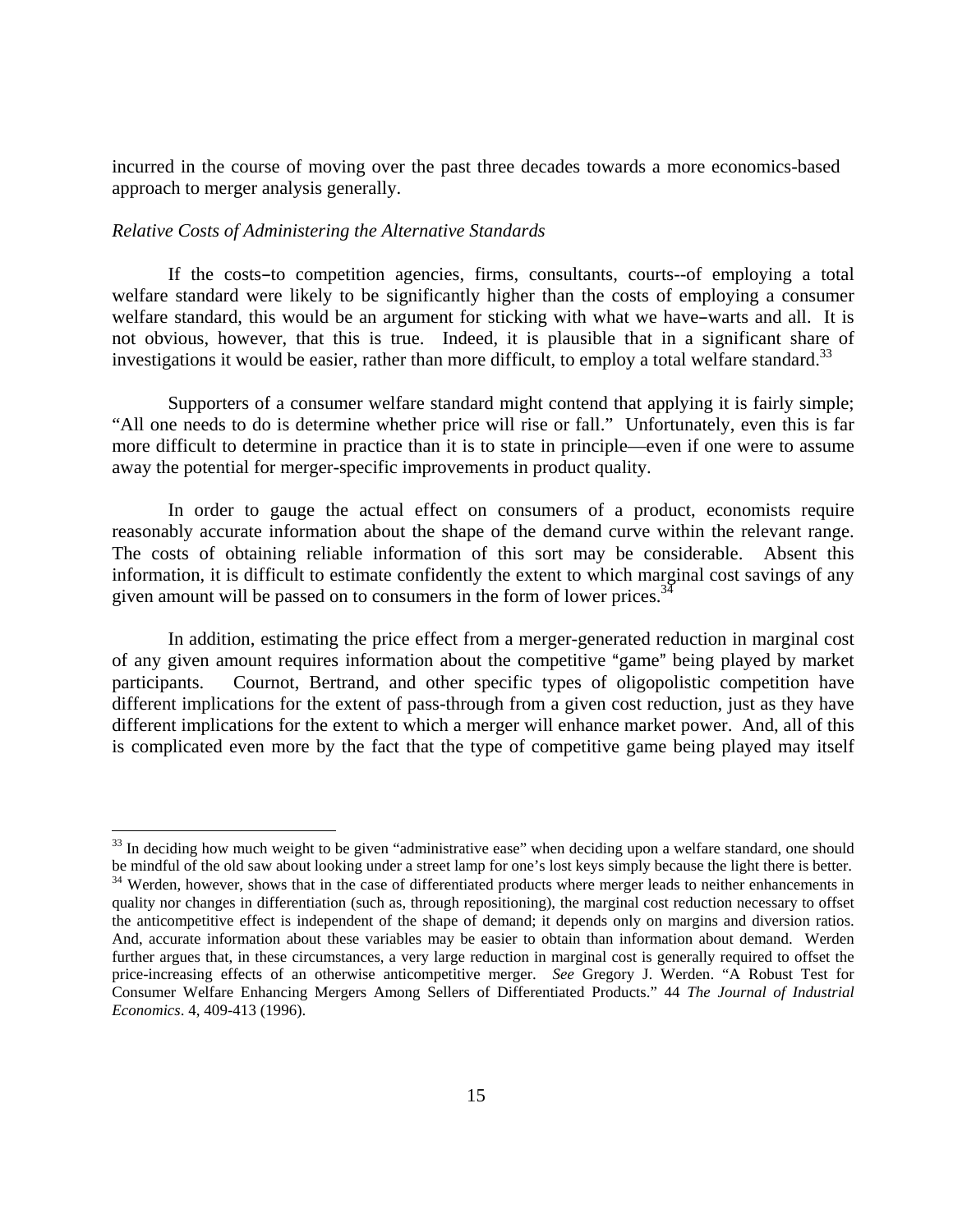incurred in the course of moving over the past three decades towards a more economics-based approach to merger analysis generally.

*Relative Costs of Administering the Alternative Standards*

If the costs–to competition agencies, firms, consultants, courts--of employing a total welfare standard were likely to be significantly higher than the costs of employing a consumer welfare standard, this would be an argument for sticking with what we have–warts and all. It is not obvious, however, that this is true. Indeed, it is plausible that in a significant share of investigations it would be easier, rather than more difficult, to employ a total welfare standard.[33]

Supporters of a consumer welfare standard might contend that applying it is fairly simple; "All one needs to do is determine whether price will rise or fall." Unfortunately, even this is far more difficult to determine in practice than it is to state in principle—even if one were to assume away the potential for merger-specific improvements in product quality.

In order to gauge the actual effect on consumers of a product, economists require reasonably accurate information about the shape of the demand curve within the relevant range. The costs of obtaining reliable information of this sort may be considerable. Absent this information, it is difficult to estimate confidently the extent to which marginal cost savings of any given amount will be passed on to consumers in the form of lower prices.[34]

In addition, estimating the price effect from a merger-generated reduction in marginal cost of any given amount requires information about the competitive "game" being played by market participants. Cournot, Bertrand, and other specific types of oligopolistic competition have different implications for the extent of pass-through from a given cost reduction, just as they have different implications for the extent to which a merger will enhance market power. And, all of this is complicated even more by the fact that the type of competitive game being played may itself

---

[33] In deciding how much weight to be given "administrative ease" when deciding upon a welfare standard, one should be mindful of the old saw about looking under a street lamp for one's lost keys simply because the light there is better.

[34] Werden, however, shows that in the case of differentiated products where merger leads to neither enhancements in quality nor changes in differentiation (such as, through repositioning), the marginal cost reduction necessary to offset the anticompetitive effect is independent of the shape of demand; it depends only on margins and diversion ratios. And, accurate information about these variables may be easier to obtain than information about demand. Werden further argues that, in these circumstances, a very large reduction in marginal cost is generally required to offset the price-increasing effects of an otherwise anticompetitive merger. *See* Gregory J. Werden. "A Robust Test for Consumer Welfare Enhancing Mergers Among Sellers of Differentiated Products." 44 *The Journal of Industrial Economics*. 4, 409-413 (1996).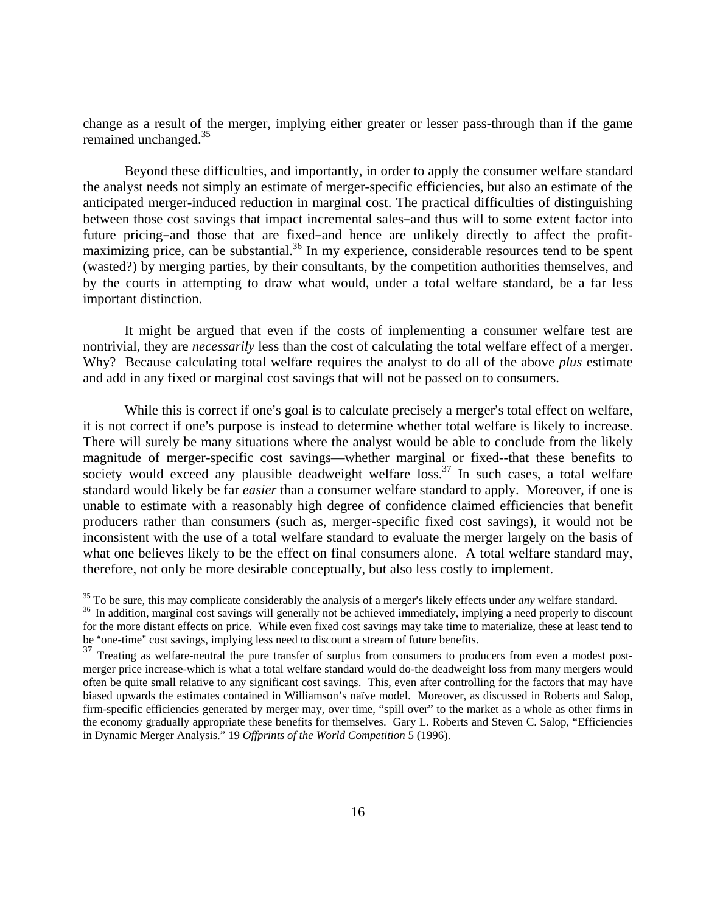change as a result of the merger, implying either greater or lesser pass-through than if the game remained unchanged.[35]

Beyond these difficulties, and importantly, in order to apply the consumer welfare standard the analyst needs not simply an estimate of merger-specific efficiencies, but also an estimate of the anticipated merger-induced reduction in marginal cost. The practical difficulties of distinguishing between those cost savings that impact incremental sales–and thus will to some extent factor into future pricing–and those that are fixed–and hence are unlikely directly to affect the profit-maximizing price, can be substantial.[36] In my experience, considerable resources tend to be spent (wasted?) by merging parties, by their consultants, by the competition authorities themselves, and by the courts in attempting to draw what would, under a total welfare standard, be a far less important distinction.

It might be argued that even if the costs of implementing a consumer welfare test are nontrivial, they are *necessarily* less than the cost of calculating the total welfare effect of a merger. Why? Because calculating total welfare requires the analyst to do all of the above *plus* estimate and add in any fixed or marginal cost savings that will not be passed on to consumers.

While this is correct if one's goal is to calculate precisely a merger's total effect on welfare, it is not correct if one's purpose is instead to determine whether total welfare is likely to increase. There will surely be many situations where the analyst would be able to conclude from the likely magnitude of merger-specific cost savings—whether marginal or fixed--that these benefits to society would exceed any plausible deadweight welfare loss.[37] In such cases, a total welfare standard would likely be far *easier* than a consumer welfare standard to apply. Moreover, if one is unable to estimate with a reasonably high degree of confidence claimed efficiencies that benefit producers rather than consumers (such as, merger-specific fixed cost savings), it would not be inconsistent with the use of a total welfare standard to evaluate the merger largely on the basis of what one believes likely to be the effect on final consumers alone. A total welfare standard may, therefore, not only be more desirable conceptually, but also less costly to implement.

---

[35] To be sure, this may complicate considerably the analysis of a merger's likely effects under *any* welfare standard.

[36] In addition, marginal cost savings will generally not be achieved immediately, implying a need properly to discount for the more distant effects on price. While even fixed cost savings may take time to materialize, these at least tend to be "one-time" cost savings, implying less need to discount a stream of future benefits.

[37] Treating as welfare-neutral the pure transfer of surplus from consumers to producers from even a modest post-merger price increase-which is what a total welfare standard would do-the deadweight loss from many mergers would often be quite small relative to any significant cost savings. This, even after controlling for the factors that may have biased upwards the estimates contained in Williamson's naïve model. Moreover, as discussed in Roberts and Salop**,** firm-specific efficiencies generated by merger may, over time, "spill over" to the market as a whole as other firms in the economy gradually appropriate these benefits for themselves. Gary L. Roberts and Steven C. Salop, "Efficiencies in Dynamic Merger Analysis." 19 *Offprints of the World Competition* 5 (1996).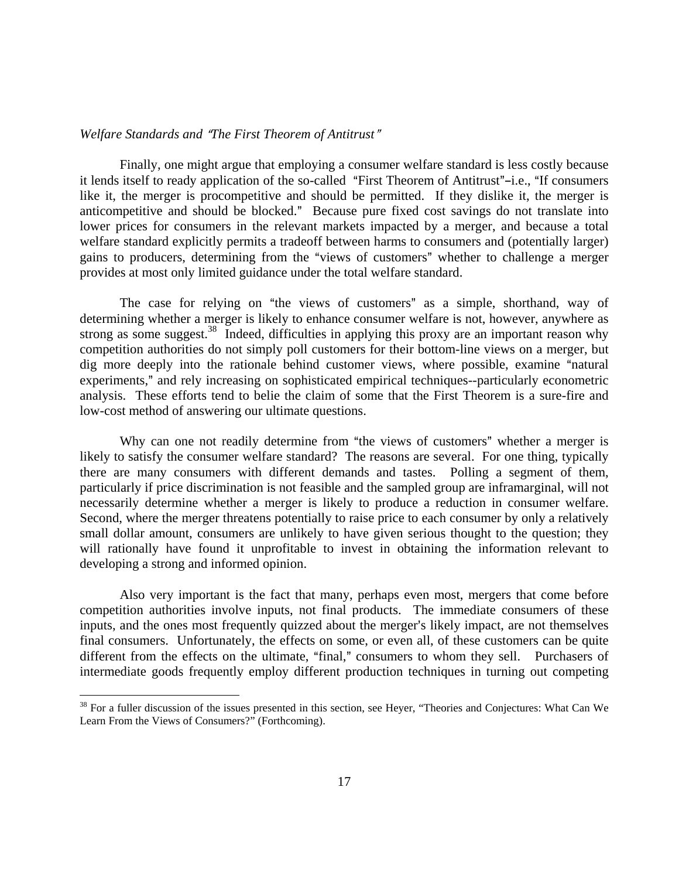*Welfare Standards and "The First Theorem of Antitrust"*

Finally, one might argue that employing a consumer welfare standard is less costly because it lends itself to ready application of the so-called "First Theorem of Antitrust"–i.e., "If consumers like it, the merger is procompetitive and should be permitted. If they dislike it, the merger is anticompetitive and should be blocked." Because pure fixed cost savings do not translate into lower prices for consumers in the relevant markets impacted by a merger, and because a total welfare standard explicitly permits a tradeoff between harms to consumers and (potentially larger) gains to producers, determining from the "views of customers" whether to challenge a merger provides at most only limited guidance under the total welfare standard.

The case for relying on "the views of customers" as a simple, shorthand, way of determining whether a merger is likely to enhance consumer welfare is not, however, anywhere as strong as some suggest.[38] Indeed, difficulties in applying this proxy are an important reason why competition authorities do not simply poll customers for their bottom-line views on a merger, but dig more deeply into the rationale behind customer views, where possible, examine "natural experiments," and rely increasing on sophisticated empirical techniques--particularly econometric analysis. These efforts tend to belie the claim of some that the First Theorem is a sure-fire and low-cost method of answering our ultimate questions.

Why can one not readily determine from "the views of customers" whether a merger is likely to satisfy the consumer welfare standard? The reasons are several. For one thing, typically there are many consumers with different demands and tastes. Polling a segment of them, particularly if price discrimination is not feasible and the sampled group are inframarginal, will not necessarily determine whether a merger is likely to produce a reduction in consumer welfare. Second, where the merger threatens potentially to raise price to each consumer by only a relatively small dollar amount, consumers are unlikely to have given serious thought to the question; they will rationally have found it unprofitable to invest in obtaining the information relevant to developing a strong and informed opinion.

Also very important is the fact that many, perhaps even most, mergers that come before competition authorities involve inputs, not final products. The immediate consumers of these inputs, and the ones most frequently quizzed about the merger's likely impact, are not themselves final consumers. Unfortunately, the effects on some, or even all, of these customers can be quite different from the effects on the ultimate, "final," consumers to whom they sell. Purchasers of intermediate goods frequently employ different production techniques in turning out competing

[38] For a fuller discussion of the issues presented in this section, see Heyer, "Theories and Conjectures: What Can We Learn From the Views of Consumers?" (Forthcoming).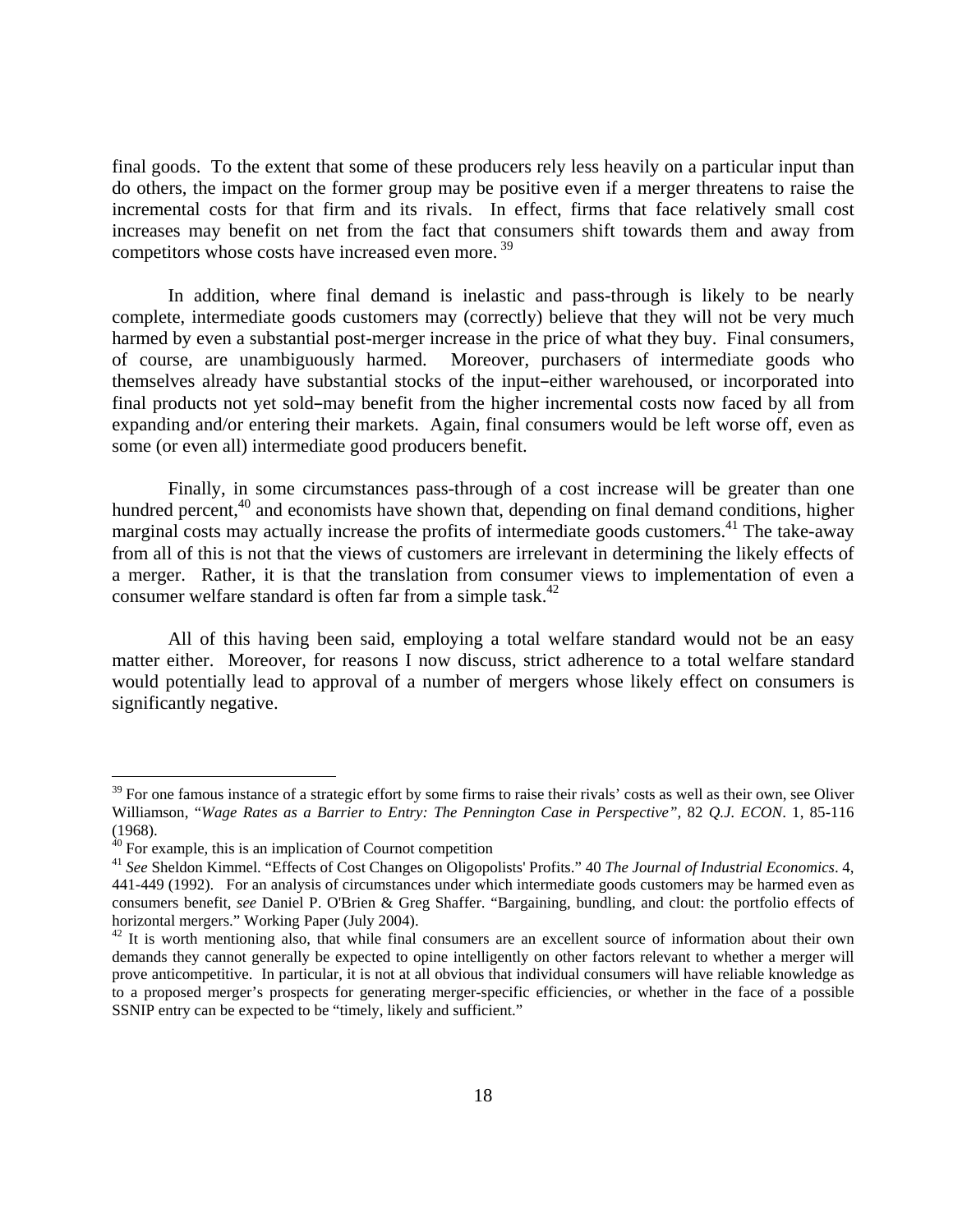final goods. To the extent that some of these producers rely less heavily on a particular input than do others, the impact on the former group may be positive even if a merger threatens to raise the incremental costs for that firm and its rivals. In effect, firms that face relatively small cost increases may benefit on net from the fact that consumers shift towards them and away from competitors whose costs have increased even more.[39]

In addition, where final demand is inelastic and pass-through is likely to be nearly complete, intermediate goods customers may (correctly) believe that they will not be very much harmed by even a substantial post-merger increase in the price of what they buy. Final consumers, of course, are unambiguously harmed. Moreover, purchasers of intermediate goods who themselves already have substantial stocks of the input–either warehoused, or incorporated into final products not yet sold–may benefit from the higher incremental costs now faced by all from expanding and/or entering their markets. Again, final consumers would be left worse off, even as some (or even all) intermediate good producers benefit.

Finally, in some circumstances pass-through of a cost increase will be greater than one hundred percent,[40] and economists have shown that, depending on final demand conditions, higher marginal costs may actually increase the profits of intermediate goods customers.[41] The take-away from all of this is not that the views of customers are irrelevant in determining the likely effects of a merger. Rather, it is that the translation from consumer views to implementation of even a consumer welfare standard is often far from a simple task.[42]

All of this having been said, employing a total welfare standard would not be an easy matter either. Moreover, for reasons I now discuss, strict adherence to a total welfare standard would potentially lead to approval of a number of mergers whose likely effect on consumers is significantly negative.

---

[39] For one famous instance of a strategic effort by some firms to raise their rivals' costs as well as their own, see Oliver Williamson, "*Wage Rates as a Barrier to Entry: The Pennington Case in Perspective*", 82 *Q.J. ECON*. 1, 85-116 (1968).

[40] For example, this is an implication of Cournot competition

[41] *See* Sheldon Kimmel. "Effects of Cost Changes on Oligopolists' Profits." 40 *The Journal of Industrial Economics*. 4, 441-449 (1992). For an analysis of circumstances under which intermediate goods customers may be harmed even as consumers benefit, *see* Daniel P. O'Brien & Greg Shaffer. "Bargaining, bundling, and clout: the portfolio effects of horizontal mergers." Working Paper (July 2004).

[42] It is worth mentioning also, that while final consumers are an excellent source of information about their own demands they cannot generally be expected to opine intelligently on other factors relevant to whether a merger will prove anticompetitive. In particular, it is not at all obvious that individual consumers will have reliable knowledge as to a proposed merger's prospects for generating merger-specific efficiencies, or whether in the face of a possible SSNIP entry can be expected to be "timely, likely and sufficient."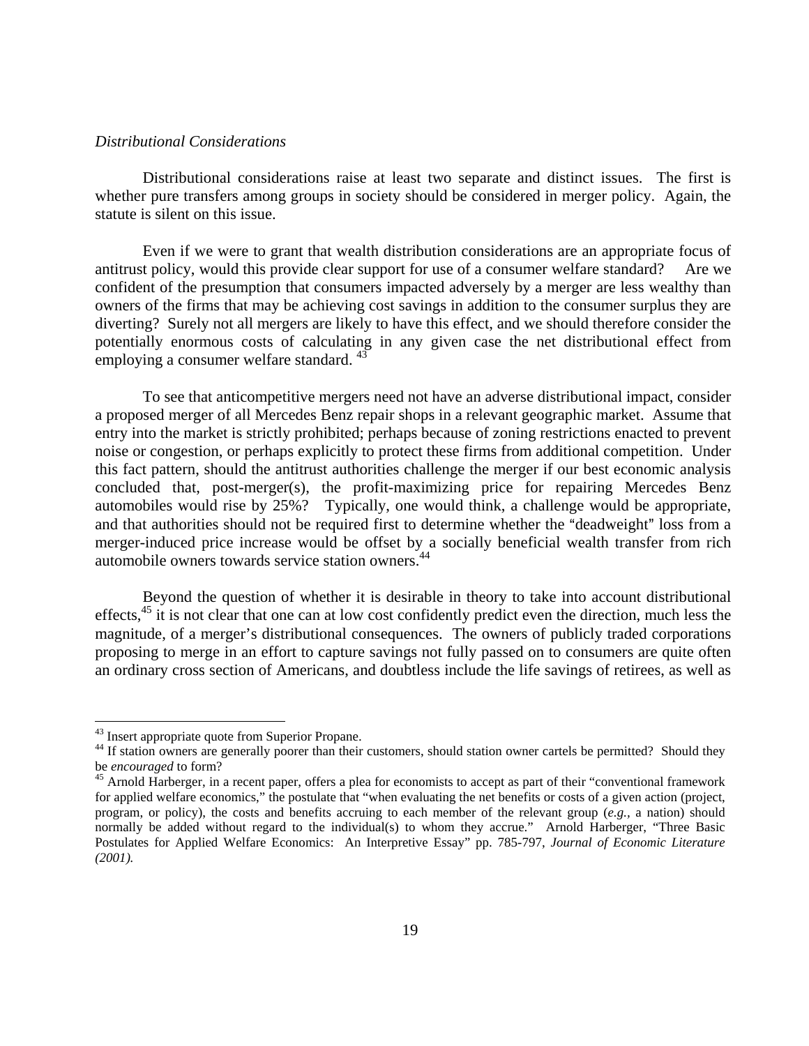*Distributional Considerations*

Distributional considerations raise at least two separate and distinct issues. The first is whether pure transfers among groups in society should be considered in merger policy. Again, the statute is silent on this issue.

Even if we were to grant that wealth distribution considerations are an appropriate focus of antitrust policy, would this provide clear support for use of a consumer welfare standard? Are we confident of the presumption that consumers impacted adversely by a merger are less wealthy than owners of the firms that may be achieving cost savings in addition to the consumer surplus they are diverting? Surely not all mergers are likely to have this effect, and we should therefore consider the potentially enormous costs of calculating in any given case the net distributional effect from employing a consumer welfare standard. [43]

To see that anticompetitive mergers need not have an adverse distributional impact, consider a proposed merger of all Mercedes Benz repair shops in a relevant geographic market. Assume that entry into the market is strictly prohibited; perhaps because of zoning restrictions enacted to prevent noise or congestion, or perhaps explicitly to protect these firms from additional competition. Under this fact pattern, should the antitrust authorities challenge the merger if our best economic analysis concluded that, post-merger(s), the profit-maximizing price for repairing Mercedes Benz automobiles would rise by 25%? Typically, one would think, a challenge would be appropriate, and that authorities should not be required first to determine whether the "deadweight" loss from a merger-induced price increase would be offset by a socially beneficial wealth transfer from rich automobile owners towards service station owners.[44]

Beyond the question of whether it is desirable in theory to take into account distributional effects,[45] it is not clear that one can at low cost confidently predict even the direction, much less the magnitude, of a merger's distributional consequences. The owners of publicly traded corporations proposing to merge in an effort to capture savings not fully passed on to consumers are quite often an ordinary cross section of Americans, and doubtless include the life savings of retirees, as well as

---

[43] Insert appropriate quote from Superior Propane.

[44] If station owners are generally poorer than their customers, should station owner cartels be permitted? Should they be *encouraged* to form?

[45] Arnold Harberger, in a recent paper, offers a plea for economists to accept as part of their "conventional framework for applied welfare economics," the postulate that "when evaluating the net benefits or costs of a given action (project, program, or policy), the costs and benefits accruing to each member of the relevant group (*e.g.*, a nation) should normally be added without regard to the individual(s) to whom they accrue." Arnold Harberger, "Three Basic Postulates for Applied Welfare Economics: An Interpretive Essay" pp. 785-797, *Journal of Economic Literature (2001).*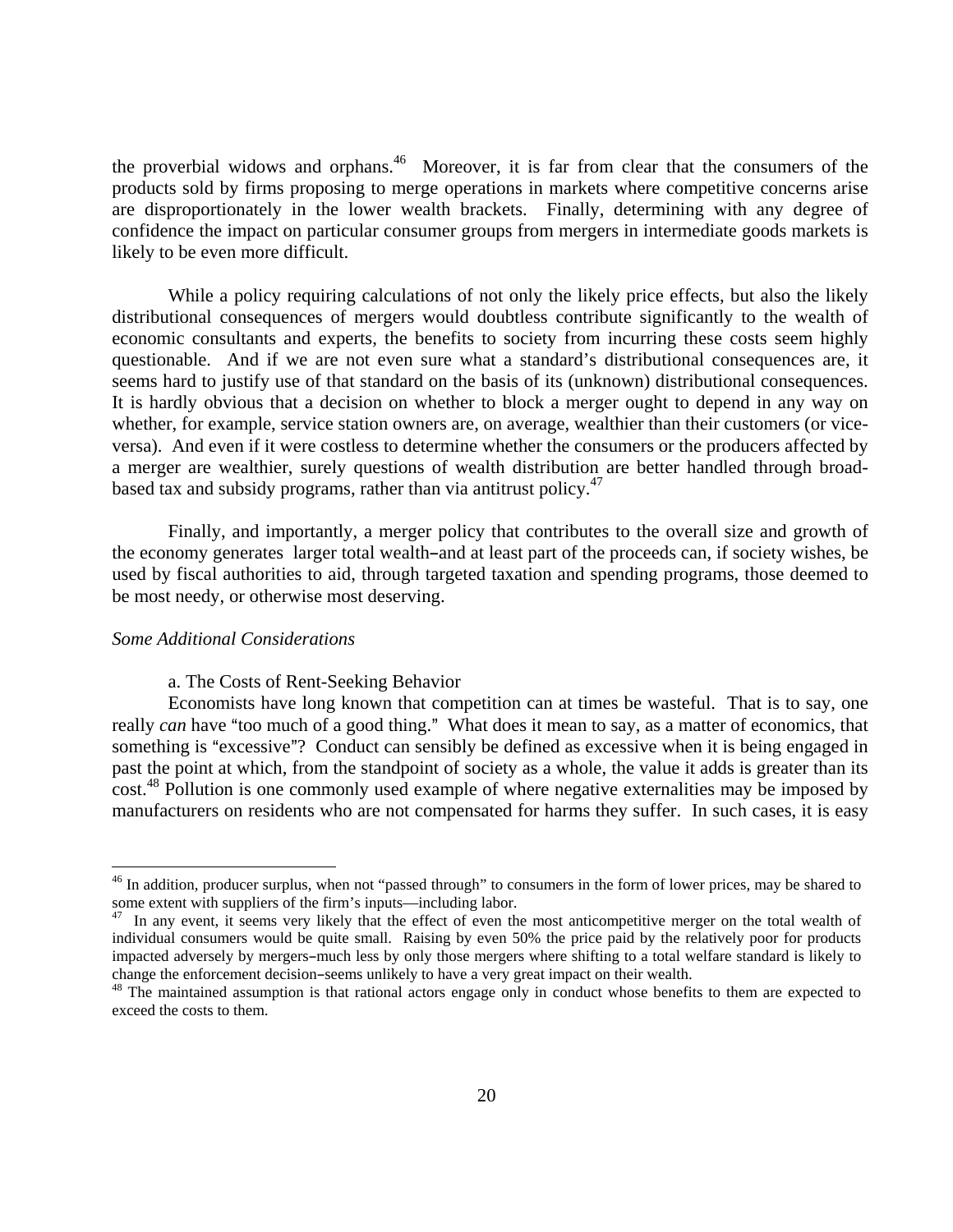the proverbial widows and orphans.[46] Moreover, it is far from clear that the consumers of the products sold by firms proposing to merge operations in markets where competitive concerns arise are disproportionately in the lower wealth brackets. Finally, determining with any degree of confidence the impact on particular consumer groups from mergers in intermediate goods markets is likely to be even more difficult.

While a policy requiring calculations of not only the likely price effects, but also the likely distributional consequences of mergers would doubtless contribute significantly to the wealth of economic consultants and experts, the benefits to society from incurring these costs seem highly questionable. And if we are not even sure what a standard's distributional consequences are, it seems hard to justify use of that standard on the basis of its (unknown) distributional consequences. It is hardly obvious that a decision on whether to block a merger ought to depend in any way on whether, for example, service station owners are, on average, wealthier than their customers (or vice-versa). And even if it were costless to determine whether the consumers or the producers affected by a merger are wealthier, surely questions of wealth distribution are better handled through broad-based tax and subsidy programs, rather than via antitrust policy.[47]

Finally, and importantly, a merger policy that contributes to the overall size and growth of the economy generates larger total wealth–and at least part of the proceeds can, if society wishes, be used by fiscal authorities to aid, through targeted taxation and spending programs, those deemed to be most needy, or otherwise most deserving.

*Some Additional Considerations*

a. The Costs of Rent-Seeking Behavior

Economists have long known that competition can at times be wasteful. That is to say, one really *can* have "too much of a good thing." What does it mean to say, as a matter of economics, that something is "excessive"? Conduct can sensibly be defined as excessive when it is being engaged in past the point at which, from the standpoint of society as a whole, the value it adds is greater than its cost.[48] Pollution is one commonly used example of where negative externalities may be imposed by manufacturers on residents who are not compensated for harms they suffer. In such cases, it is easy

---

[46] In addition, producer surplus, when not "passed through" to consumers in the form of lower prices, may be shared to some extent with suppliers of the firm's inputs—including labor.

[47] In any event, it seems very likely that the effect of even the most anticompetitive merger on the total wealth of individual consumers would be quite small. Raising by even 50% the price paid by the relatively poor for products impacted adversely by mergers–much less by only those mergers where shifting to a total welfare standard is likely to change the enforcement decision–seems unlikely to have a very great impact on their wealth.

[48] The maintained assumption is that rational actors engage only in conduct whose benefits to them are expected to exceed the costs to them.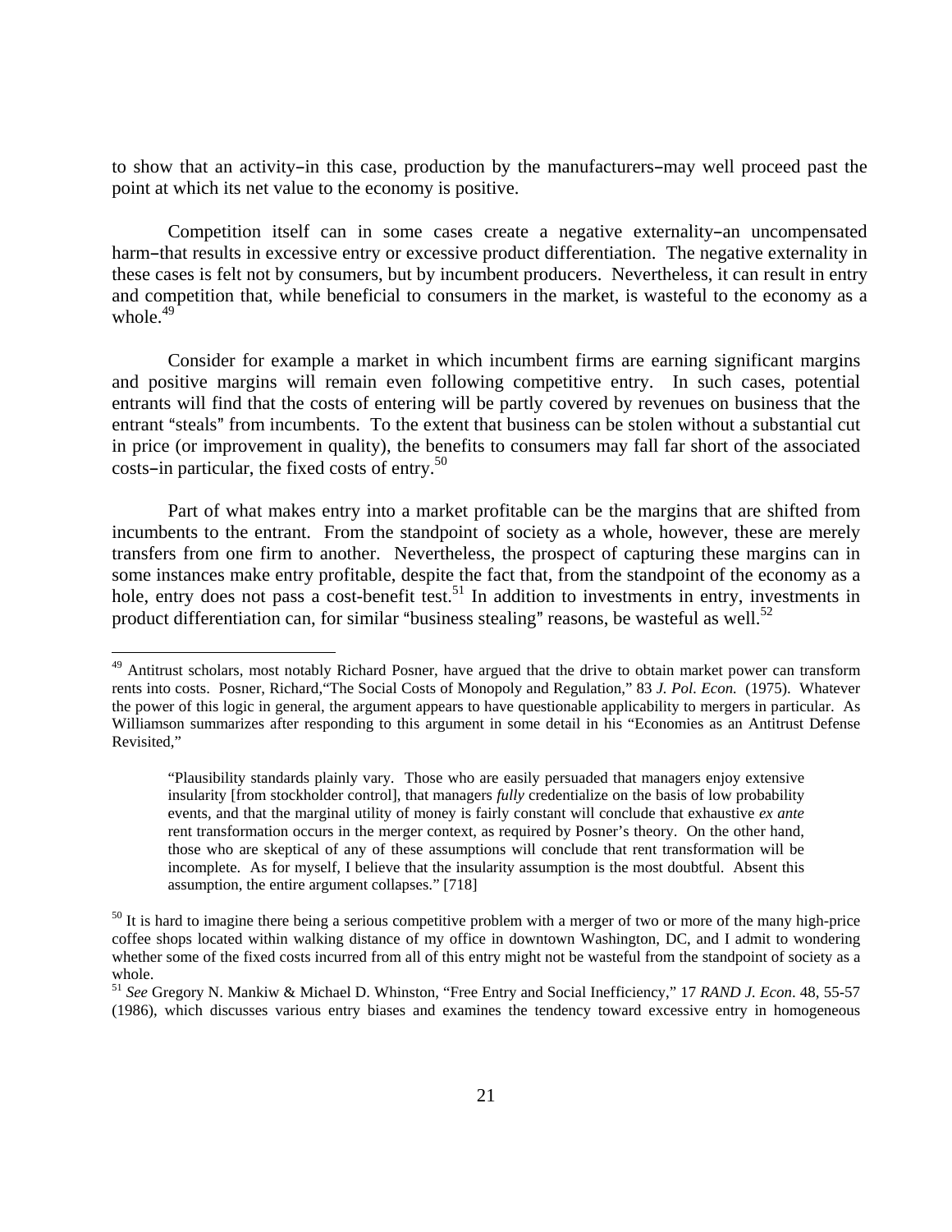to show that an activity–in this case, production by the manufacturers–may well proceed past the point at which its net value to the economy is positive.

Competition itself can in some cases create a negative externality–an uncompensated harm–that results in excessive entry or excessive product differentiation. The negative externality in these cases is felt not by consumers, but by incumbent producers. Nevertheless, it can result in entry and competition that, while beneficial to consumers in the market, is wasteful to the economy as a whole.[49]

Consider for example a market in which incumbent firms are earning significant margins and positive margins will remain even following competitive entry. In such cases, potential entrants will find that the costs of entering will be partly covered by revenues on business that the entrant "steals" from incumbents. To the extent that business can be stolen without a substantial cut in price (or improvement in quality), the benefits to consumers may fall far short of the associated costs–in particular, the fixed costs of entry.[50]

Part of what makes entry into a market profitable can be the margins that are shifted from incumbents to the entrant. From the standpoint of society as a whole, however, these are merely transfers from one firm to another. Nevertheless, the prospect of capturing these margins can in some instances make entry profitable, despite the fact that, from the standpoint of the economy as a hole, entry does not pass a cost-benefit test.[51] In addition to investments in entry, investments in product differentiation can, for similar "business stealing" reasons, be wasteful as well.[52]

---

[49] Antitrust scholars, most notably Richard Posner, have argued that the drive to obtain market power can transform rents into costs. Posner, Richard,"The Social Costs of Monopoly and Regulation," 83 *J. Pol. Econ.* (1975). Whatever the power of this logic in general, the argument appears to have questionable applicability to mergers in particular. As Williamson summarizes after responding to this argument in some detail in his "Economies as an Antitrust Defense Revisited,"

> "Plausibility standards plainly vary. Those who are easily persuaded that managers enjoy extensive insularity [from stockholder control], that managers *fully* credentialize on the basis of low probability events, and that the marginal utility of money is fairly constant will conclude that exhaustive *ex ante* rent transformation occurs in the merger context, as required by Posner's theory. On the other hand, those who are skeptical of any of these assumptions will conclude that rent transformation will be incomplete. As for myself, I believe that the insularity assumption is the most doubtful. Absent this assumption, the entire argument collapses." [718]

[50] It is hard to imagine there being a serious competitive problem with a merger of two or more of the many high-price coffee shops located within walking distance of my office in downtown Washington, DC, and I admit to wondering whether some of the fixed costs incurred from all of this entry might not be wasteful from the standpoint of society as a whole.

[51] *See* Gregory N. Mankiw & Michael D. Whinston, "Free Entry and Social Inefficiency," 17 *RAND J. Econ*. 48, 55-57 (1986), which discusses various entry biases and examines the tendency toward excessive entry in homogeneous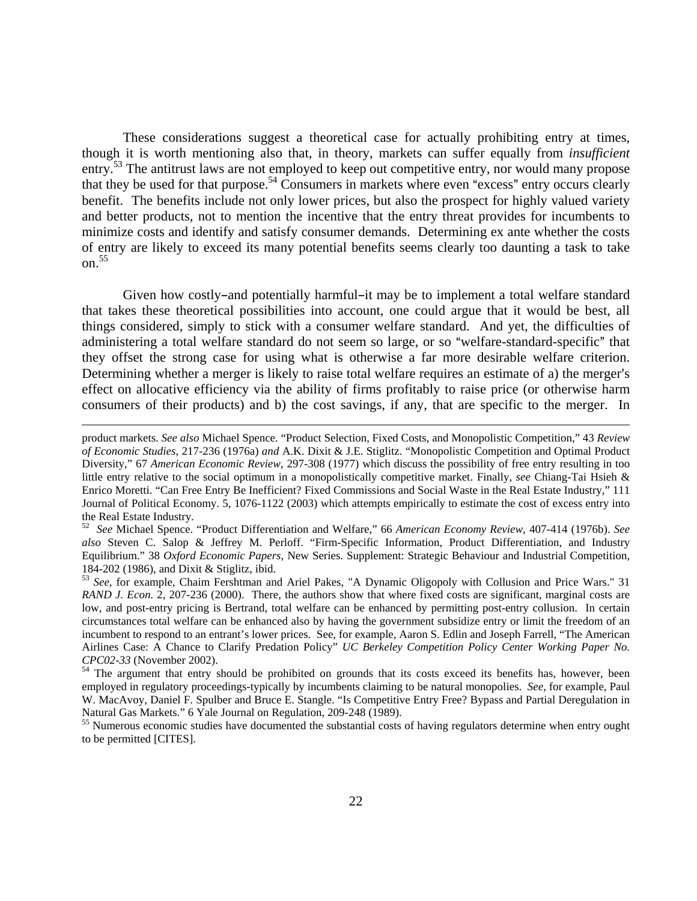These considerations suggest a theoretical case for actually prohibiting entry at times, though it is worth mentioning also that, in theory, markets can suffer equally from *insufficient* entry.[53] The antitrust laws are not employed to keep out competitive entry, nor would many propose that they be used for that purpose.[54] Consumers in markets where even "excess" entry occurs clearly benefit. The benefits include not only lower prices, but also the prospect for highly valued variety and better products, not to mention the incentive that the entry threat provides for incumbents to minimize costs and identify and satisfy consumer demands. Determining ex ante whether the costs of entry are likely to exceed its many potential benefits seems clearly too daunting a task to take on.[55]

Given how costly–and potentially harmful–it may be to implement a total welfare standard that takes these theoretical possibilities into account, one could argue that it would be best, all things considered, simply to stick with a consumer welfare standard. And yet, the difficulties of administering a total welfare standard do not seem so large, or so "welfare-standard-specific" that they offset the strong case for using what is otherwise a far more desirable welfare criterion. Determining whether a merger is likely to raise total welfare requires an estimate of a) the merger's effect on allocative efficiency via the ability of firms profitably to raise price (or otherwise harm consumers of their products) and b) the cost savings, if any, that are specific to the merger. In

---

product markets. *See also* Michael Spence. "Product Selection, Fixed Costs, and Monopolistic Competition," 43 *Review of Economic Studies*, 217-236 (1976a) *and* A.K. Dixit & J.E. Stiglitz. "Monopolistic Competition and Optimal Product Diversity," 67 *American Economic Review*, 297-308 (1977) which discuss the possibility of free entry resulting in too little entry relative to the social optimum in a monopolistically competitive market. Finally, *see* Chiang-Tai Hsieh & Enrico Moretti. "Can Free Entry Be Inefficient? Fixed Commissions and Social Waste in the Real Estate Industry," 111 Journal of Political Economy. 5, 1076-1122 (2003) which attempts empirically to estimate the cost of excess entry into the Real Estate Industry.

[52] *See* Michael Spence. "Product Differentiation and Welfare," 66 *American Economy Review*, 407-414 (1976b). *See also* Steven C. Salop & Jeffrey M. Perloff. "Firm-Specific Information, Product Differentiation, and Industry Equilibrium." 38 *Oxford Economic Papers*, New Series. Supplement: Strategic Behaviour and Industrial Competition, 184-202 (1986), and Dixit & Stiglitz, ibid.

[53] *See*, for example, Chaim Fershtman and Ariel Pakes, "A Dynamic Oligopoly with Collusion and Price Wars." 31 *RAND J. Econ.* 2, 207-236 (2000). There, the authors show that where fixed costs are significant, marginal costs are low, and post-entry pricing is Bertrand, total welfare can be enhanced by permitting post-entry collusion. In certain circumstances total welfare can be enhanced also by having the government subsidize entry or limit the freedom of an incumbent to respond to an entrant's lower prices. See, for example, Aaron S. Edlin and Joseph Farrell, "The American Airlines Case: A Chance to Clarify Predation Policy" *UC Berkeley Competition Policy Center Working Paper No. CPC02-33* (November 2002).

[54] The argument that entry should be prohibited on grounds that its costs exceed its benefits has, however, been employed in regulatory proceedings-typically by incumbents claiming to be natural monopolies. *See*, for example, Paul W. MacAvoy, Daniel F. Spulber and Bruce E. Stangle. "Is Competitive Entry Free? Bypass and Partial Deregulation in Natural Gas Markets." 6 Yale Journal on Regulation, 209-248 (1989).

[55] Numerous economic studies have documented the substantial costs of having regulators determine when entry ought to be permitted [CITES].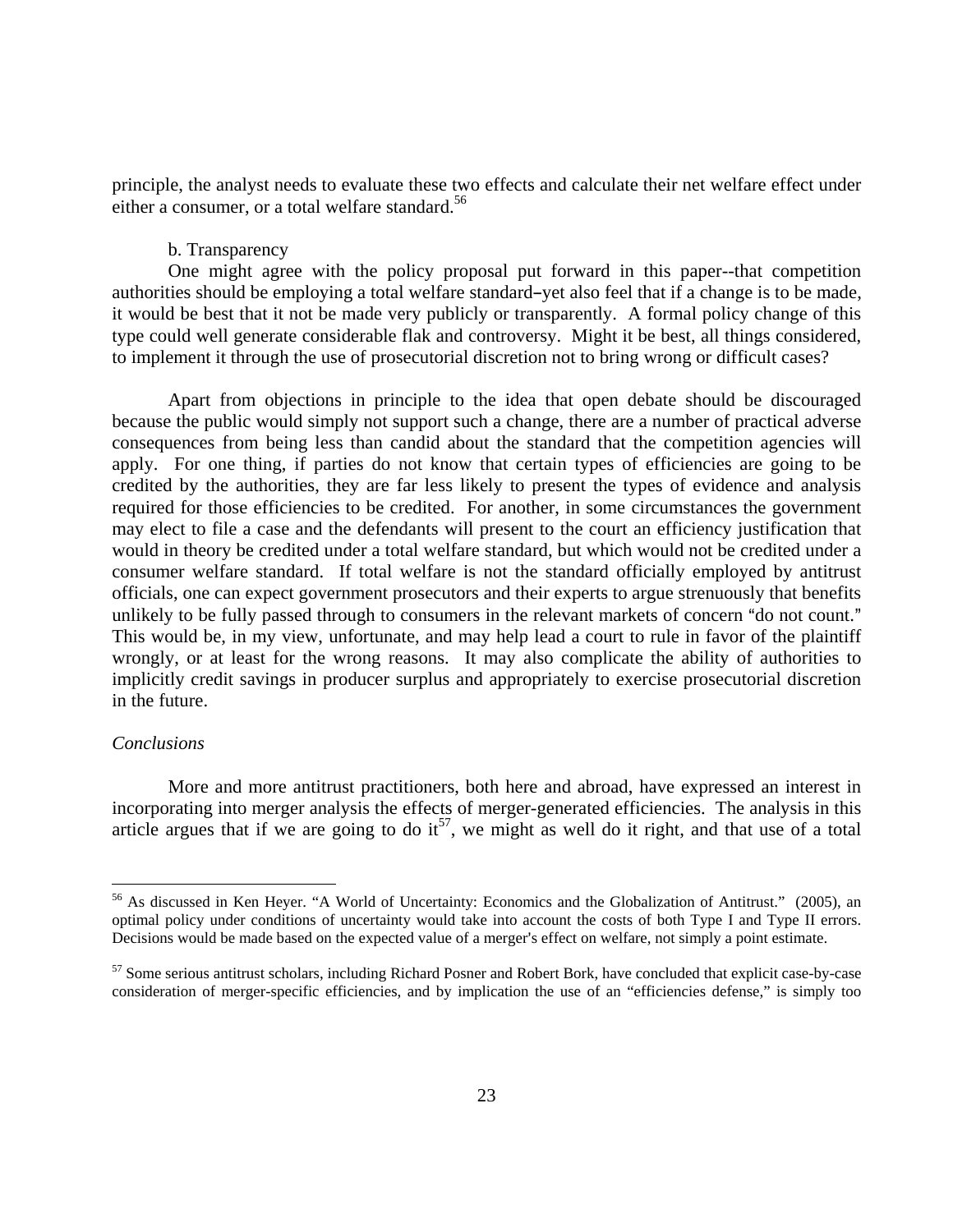principle, the analyst needs to evaluate these two effects and calculate their net welfare effect under either a consumer, or a total welfare standard.[56]

b. Transparency

One might agree with the policy proposal put forward in this paper--that competition authorities should be employing a total welfare standard–yet also feel that if a change is to be made, it would be best that it not be made very publicly or transparently. A formal policy change of this type could well generate considerable flak and controversy. Might it be best, all things considered, to implement it through the use of prosecutorial discretion not to bring wrong or difficult cases?

Apart from objections in principle to the idea that open debate should be discouraged because the public would simply not support such a change, there are a number of practical adverse consequences from being less than candid about the standard that the competition agencies will apply. For one thing, if parties do not know that certain types of efficiencies are going to be credited by the authorities, they are far less likely to present the types of evidence and analysis required for those efficiencies to be credited. For another, in some circumstances the government may elect to file a case and the defendants will present to the court an efficiency justification that would in theory be credited under a total welfare standard, but which would not be credited under a consumer welfare standard. If total welfare is not the standard officially employed by antitrust officials, one can expect government prosecutors and their experts to argue strenuously that benefits unlikely to be fully passed through to consumers in the relevant markets of concern "do not count." This would be, in my view, unfortunate, and may help lead a court to rule in favor of the plaintiff wrongly, or at least for the wrong reasons. It may also complicate the ability of authorities to implicitly credit savings in producer surplus and appropriately to exercise prosecutorial discretion in the future.

*Conclusions*

More and more antitrust practitioners, both here and abroad, have expressed an interest in incorporating into merger analysis the effects of merger-generated efficiencies. The analysis in this article argues that if we are going to do it[57], we might as well do it right, and that use of a total

[56] As discussed in Ken Heyer. "A World of Uncertainty: Economics and the Globalization of Antitrust." (2005), an optimal policy under conditions of uncertainty would take into account the costs of both Type I and Type II errors. Decisions would be made based on the expected value of a merger's effect on welfare, not simply a point estimate.

[57] Some serious antitrust scholars, including Richard Posner and Robert Bork, have concluded that explicit case-by-case consideration of merger-specific efficiencies, and by implication the use of an "efficiencies defense," is simply too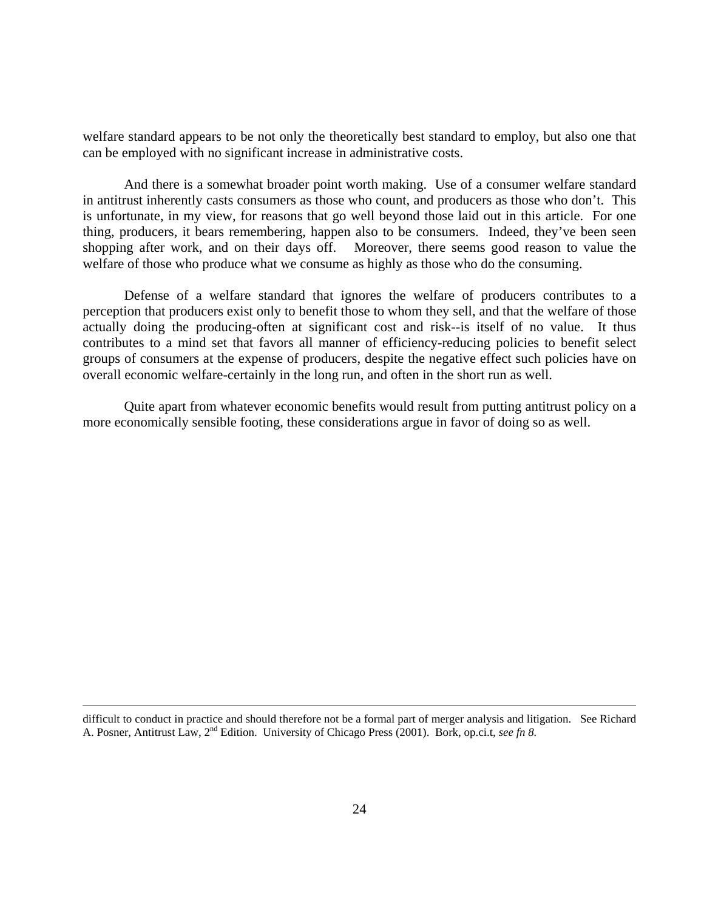welfare standard appears to be not only the theoretically best standard to employ, but also one that can be employed with no significant increase in administrative costs.

And there is a somewhat broader point worth making. Use of a consumer welfare standard in antitrust inherently casts consumers as those who count, and producers as those who don't. This is unfortunate, in my view, for reasons that go well beyond those laid out in this article. For one thing, producers, it bears remembering, happen also to be consumers. Indeed, they've been seen shopping after work, and on their days off. Moreover, there seems good reason to value the welfare of those who produce what we consume as highly as those who do the consuming.

Defense of a welfare standard that ignores the welfare of producers contributes to a perception that producers exist only to benefit those to whom they sell, and that the welfare of those actually doing the producing-often at significant cost and risk--is itself of no value. It thus contributes to a mind set that favors all manner of efficiency-reducing policies to benefit select groups of consumers at the expense of producers, despite the negative effect such policies have on overall economic welfare-certainly in the long run, and often in the short run as well.

Quite apart from whatever economic benefits would result from putting antitrust policy on a more economically sensible footing, these considerations argue in favor of doing so as well.

---

difficult to conduct in practice and should therefore not be a formal part of merger analysis and litigation. See Richard A. Posner, Antitrust Law, 2nd Edition. University of Chicago Press (2001). Bork, op.ci.t, *see fn 8.*